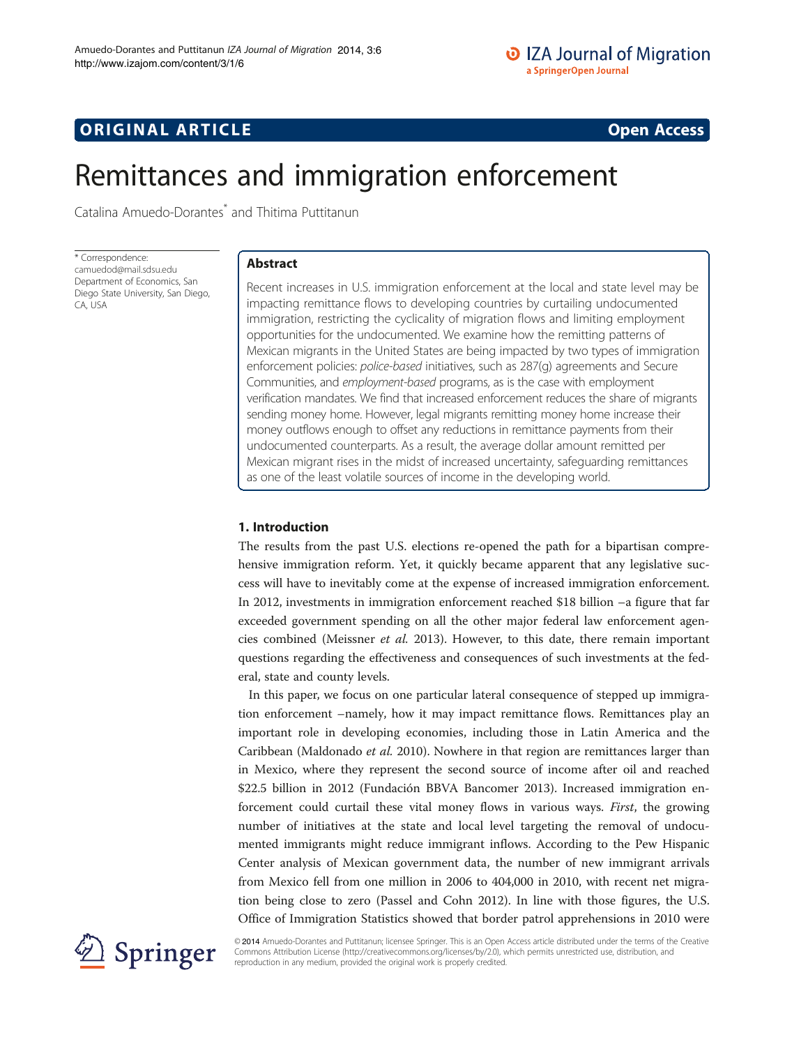ORIGINAL ARTICLE

Open Access

# Remittances and immigration enforcement

Catalina Amuedo-Dorantes* and Thitima Puttitanun

* Correspondence: camuedod@mail.sdsu.edu
Department of Economics, San Diego State University, San Diego, CA, USA

## Abstract

Recent increases in U.S. immigration enforcement at the local and state level may be impacting remittance flows to developing countries by curtailing undocumented immigration, restricting the cyclicality of migration flows and limiting employment opportunities for the undocumented. We examine how the remitting patterns of Mexican migrants in the United States are being impacted by two types of immigration enforcement policies: *police-based* initiatives, such as 287(g) agreements and Secure Communities, and *employment-based* programs, as is the case with employment verification mandates. We find that increased enforcement reduces the share of migrants sending money home. However, legal migrants remitting money home increase their money outflows enough to offset any reductions in remittance payments from their undocumented counterparts. As a result, the average dollar amount remitted per Mexican migrant rises in the midst of increased uncertainty, safeguarding remittances as one of the least volatile sources of income in the developing world.

## 1. Introduction

The results from the past U.S. elections re-opened the path for a bipartisan comprehensive immigration reform. Yet, it quickly became apparent that any legislative success will have to inevitably come at the expense of increased immigration enforcement. In 2012, investments in immigration enforcement reached $18 billion –a figure that far exceeded government spending on all the other major federal law enforcement agencies combined (Meissner *et al.* 2013). However, to this date, there remain important questions regarding the effectiveness and consequences of such investments at the federal, state and county levels.

In this paper, we focus on one particular lateral consequence of stepped up immigration enforcement –namely, how it may impact remittance flows. Remittances play an important role in developing economies, including those in Latin America and the Caribbean (Maldonado *et al.* 2010). Nowhere in that region are remittances larger than in Mexico, where they represent the second source of income after oil and reached $22.5 billion in 2012 (Fundación BBVA Bancomer 2013). Increased immigration enforcement could curtail these vital money flows in various ways. *First*, the growing number of initiatives at the state and local level targeting the removal of undocumented immigrants might reduce immigrant inflows. According to the Pew Hispanic Center analysis of Mexican government data, the number of new immigrant arrivals from Mexico fell from one million in 2006 to 404,000 in 2010, with recent net migration being close to zero (Passel and Cohn 2012). In line with those figures, the U.S. Office of Immigration Statistics showed that border patrol apprehensions in 2010 were

© 2014 Amuedo-Dorantes and Puttitanun; licensee Springer. This is an Open Access article distributed under the terms of the Creative Commons Attribution License (http://creativecommons.org/licenses/by/2.0), which permits unrestricted use, distribution, and reproduction in any medium, provided the original work is properly credited.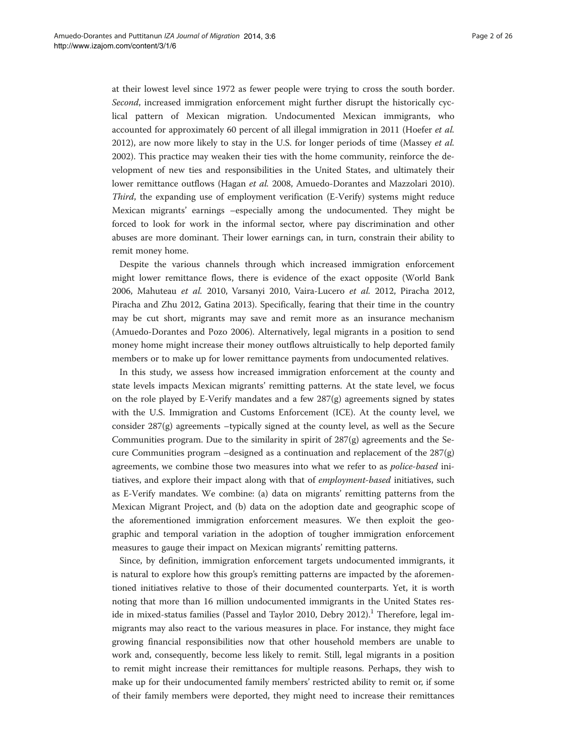at their lowest level since 1972 as fewer people were trying to cross the south border. *Second*, increased immigration enforcement might further disrupt the historically cyclical pattern of Mexican migration. Undocumented Mexican immigrants, who accounted for approximately 60 percent of all illegal immigration in 2011 (Hoefer *et al.* 2012), are now more likely to stay in the U.S. for longer periods of time (Massey *et al.* 2002). This practice may weaken their ties with the home community, reinforce the development of new ties and responsibilities in the United States, and ultimately their lower remittance outflows (Hagan *et al.* 2008, Amuedo-Dorantes and Mazzolari 2010). *Third*, the expanding use of employment verification (E-Verify) systems might reduce Mexican migrants' earnings –especially among the undocumented. They might be forced to look for work in the informal sector, where pay discrimination and other abuses are more dominant. Their lower earnings can, in turn, constrain their ability to remit money home.

Despite the various channels through which increased immigration enforcement might lower remittance flows, there is evidence of the exact opposite (World Bank 2006, Mahuteau *et al.* 2010, Varsanyi 2010, Vaira-Lucero *et al.* 2012, Piracha 2012, Piracha and Zhu 2012, Gatina 2013). Specifically, fearing that their time in the country may be cut short, migrants may save and remit more as an insurance mechanism (Amuedo-Dorantes and Pozo 2006). Alternatively, legal migrants in a position to send money home might increase their money outflows altruistically to help deported family members or to make up for lower remittance payments from undocumented relatives.

In this study, we assess how increased immigration enforcement at the county and state levels impacts Mexican migrants' remitting patterns. At the state level, we focus on the role played by E-Verify mandates and a few 287(g) agreements signed by states with the U.S. Immigration and Customs Enforcement (ICE). At the county level, we consider 287(g) agreements –typically signed at the county level, as well as the Secure Communities program. Due to the similarity in spirit of 287(g) agreements and the Secure Communities program –designed as a continuation and replacement of the 287(g) agreements, we combine those two measures into what we refer to as *police-based* initiatives, and explore their impact along with that of *employment-based* initiatives, such as E-Verify mandates. We combine: (a) data on migrants' remitting patterns from the Mexican Migrant Project, and (b) data on the adoption date and geographic scope of the aforementioned immigration enforcement measures. We then exploit the geographic and temporal variation in the adoption of tougher immigration enforcement measures to gauge their impact on Mexican migrants' remitting patterns.

Since, by definition, immigration enforcement targets undocumented immigrants, it is natural to explore how this group's remitting patterns are impacted by the aforementioned initiatives relative to those of their documented counterparts. Yet, it is worth noting that more than 16 million undocumented immigrants in the United States reside in mixed-status families (Passel and Taylor 2010, Debry 2012).[1] Therefore, legal immigrants may also react to the various measures in place. For instance, they might face growing financial responsibilities now that other household members are unable to work and, consequently, become less likely to remit. Still, legal migrants in a position to remit might increase their remittances for multiple reasons. Perhaps, they wish to make up for their undocumented family members' restricted ability to remit or, if some of their family members were deported, they might need to increase their remittances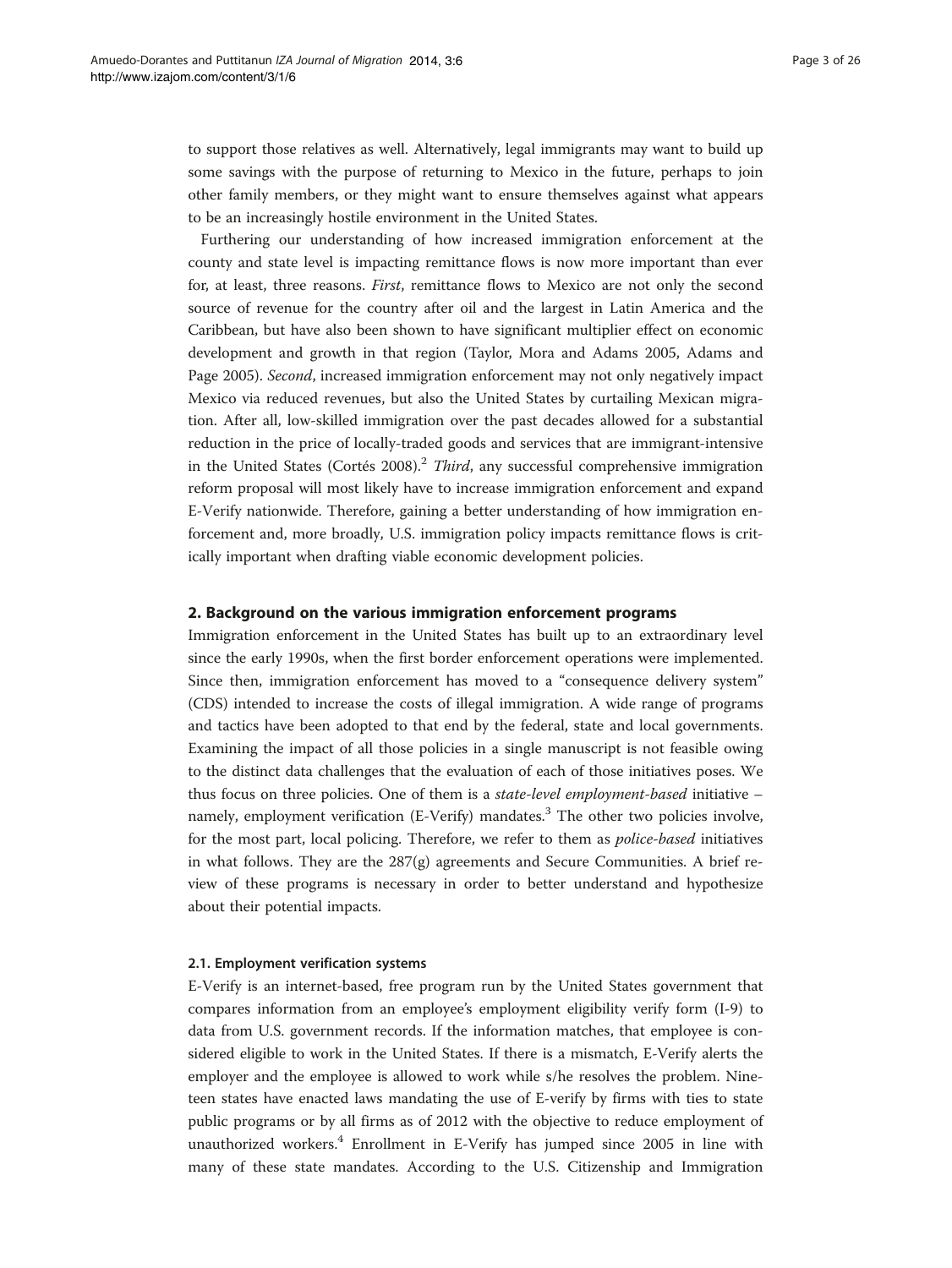to support those relatives as well. Alternatively, legal immigrants may want to build up some savings with the purpose of returning to Mexico in the future, perhaps to join other family members, or they might want to ensure themselves against what appears to be an increasingly hostile environment in the United States.

Furthering our understanding of how increased immigration enforcement at the county and state level is impacting remittance flows is now more important than ever for, at least, three reasons. *First*, remittance flows to Mexico are not only the second source of revenue for the country after oil and the largest in Latin America and the Caribbean, but have also been shown to have significant multiplier effect on economic development and growth in that region (Taylor, Mora and Adams 2005, Adams and Page 2005). *Second*, increased immigration enforcement may not only negatively impact Mexico via reduced revenues, but also the United States by curtailing Mexican migration. After all, low-skilled immigration over the past decades allowed for a substantial reduction in the price of locally-traded goods and services that are immigrant-intensive in the United States (Cortés 2008).[2] *Third*, any successful comprehensive immigration reform proposal will most likely have to increase immigration enforcement and expand E-Verify nationwide. Therefore, gaining a better understanding of how immigration enforcement and, more broadly, U.S. immigration policy impacts remittance flows is critically important when drafting viable economic development policies.

## 2. Background on the various immigration enforcement programs

Immigration enforcement in the United States has built up to an extraordinary level since the early 1990s, when the first border enforcement operations were implemented. Since then, immigration enforcement has moved to a "consequence delivery system" (CDS) intended to increase the costs of illegal immigration. A wide range of programs and tactics have been adopted to that end by the federal, state and local governments. Examining the impact of all those policies in a single manuscript is not feasible owing to the distinct data challenges that the evaluation of each of those initiatives poses. We thus focus on three policies. One of them is a *state-level employment-based* initiative – namely, employment verification (E-Verify) mandates.[3] The other two policies involve, for the most part, local policing. Therefore, we refer to them as *police-based* initiatives in what follows. They are the 287(g) agreements and Secure Communities. A brief review of these programs is necessary in order to better understand and hypothesize about their potential impacts.

### 2.1. Employment verification systems

E-Verify is an internet-based, free program run by the United States government that compares information from an employee's employment eligibility verify form (I-9) to data from U.S. government records. If the information matches, that employee is considered eligible to work in the United States. If there is a mismatch, E-Verify alerts the employer and the employee is allowed to work while s/he resolves the problem. Nineteen states have enacted laws mandating the use of E-verify by firms with ties to state public programs or by all firms as of 2012 with the objective to reduce employment of unauthorized workers.[4] Enrollment in E-Verify has jumped since 2005 in line with many of these state mandates. According to the U.S. Citizenship and Immigration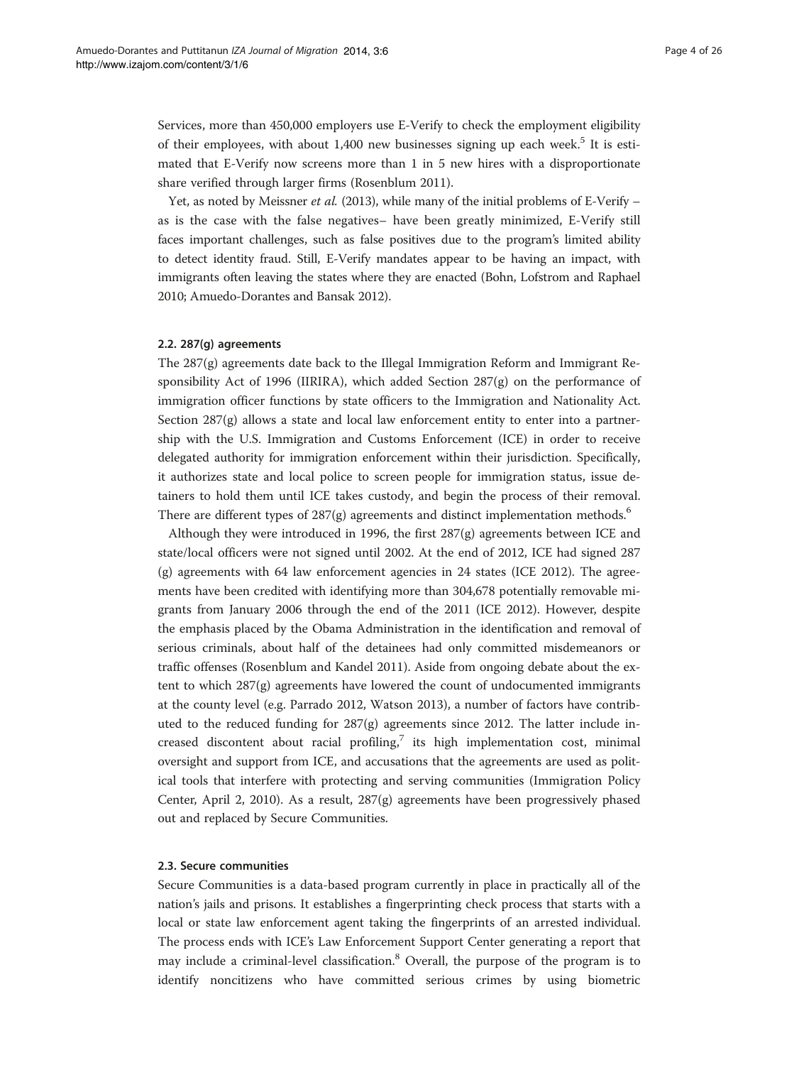Services, more than 450,000 employers use E-Verify to check the employment eligibility of their employees, with about 1,400 new businesses signing up each week.[5] It is estimated that E-Verify now screens more than 1 in 5 new hires with a disproportionate share verified through larger firms (Rosenblum 2011).

Yet, as noted by Meissner *et al.* (2013), while many of the initial problems of E-Verify – as is the case with the false negatives– have been greatly minimized, E-Verify still faces important challenges, such as false positives due to the program's limited ability to detect identity fraud. Still, E-Verify mandates appear to be having an impact, with immigrants often leaving the states where they are enacted (Bohn, Lofstrom and Raphael 2010; Amuedo-Dorantes and Bansak 2012).

### 2.2. 287(g) agreements

The 287(g) agreements date back to the Illegal Immigration Reform and Immigrant Responsibility Act of 1996 (IIRIRA), which added Section 287(g) on the performance of immigration officer functions by state officers to the Immigration and Nationality Act. Section 287(g) allows a state and local law enforcement entity to enter into a partnership with the U.S. Immigration and Customs Enforcement (ICE) in order to receive delegated authority for immigration enforcement within their jurisdiction. Specifically, it authorizes state and local police to screen people for immigration status, issue detainers to hold them until ICE takes custody, and begin the process of their removal. There are different types of 287(g) agreements and distinct implementation methods.[6]

Although they were introduced in 1996, the first 287(g) agreements between ICE and state/local officers were not signed until 2002. At the end of 2012, ICE had signed 287 (g) agreements with 64 law enforcement agencies in 24 states (ICE 2012). The agreements have been credited with identifying more than 304,678 potentially removable migrants from January 2006 through the end of the 2011 (ICE 2012). However, despite the emphasis placed by the Obama Administration in the identification and removal of serious criminals, about half of the detainees had only committed misdemeanors or traffic offenses (Rosenblum and Kandel 2011). Aside from ongoing debate about the extent to which 287(g) agreements have lowered the count of undocumented immigrants at the county level (e.g. Parrado 2012, Watson 2013), a number of factors have contributed to the reduced funding for 287(g) agreements since 2012. The latter include increased discontent about racial profiling,[7] its high implementation cost, minimal oversight and support from ICE, and accusations that the agreements are used as political tools that interfere with protecting and serving communities (Immigration Policy Center, April 2, 2010). As a result, 287(g) agreements have been progressively phased out and replaced by Secure Communities.

### 2.3. Secure communities

Secure Communities is a data-based program currently in place in practically all of the nation's jails and prisons. It establishes a fingerprinting check process that starts with a local or state law enforcement agent taking the fingerprints of an arrested individual. The process ends with ICE's Law Enforcement Support Center generating a report that may include a criminal-level classification.[8] Overall, the purpose of the program is to identify noncitizens who have committed serious crimes by using biometric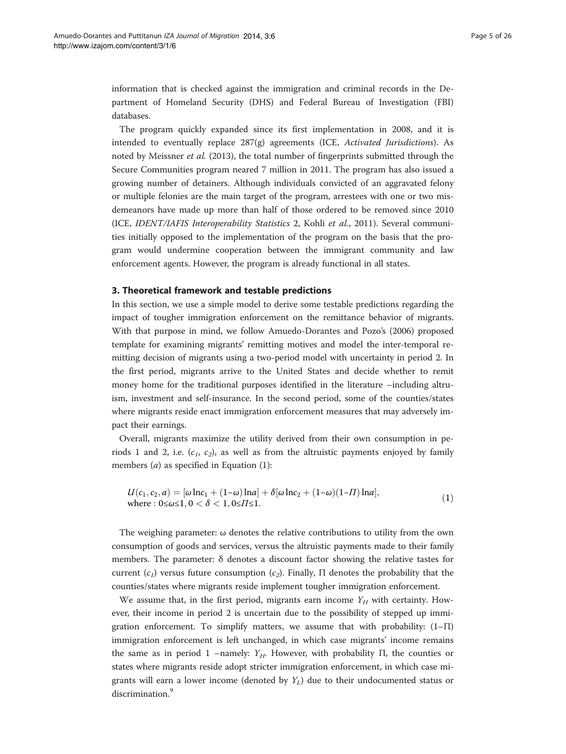information that is checked against the immigration and criminal records in the Department of Homeland Security (DHS) and Federal Bureau of Investigation (FBI) databases.

The program quickly expanded since its first implementation in 2008, and it is intended to eventually replace 287(g) agreements (ICE, *Activated Jurisdictions*). As noted by Meissner *et al.* (2013), the total number of fingerprints submitted through the Secure Communities program neared 7 million in 2011. The program has also issued a growing number of detainers. Although individuals convicted of an aggravated felony or multiple felonies are the main target of the program, arrestees with one or two misdemeanors have made up more than half of those ordered to be removed since 2010 (ICE, *IDENT/IAFIS Interoperability Statistics* 2, Kohli *et al.*, 2011). Several communities initially opposed to the implementation of the program on the basis that the program would undermine cooperation between the immigrant community and law enforcement agents. However, the program is already functional in all states.

### 3. Theoretical framework and testable predictions

In this section, we use a simple model to derive some testable predictions regarding the impact of tougher immigration enforcement on the remittance behavior of migrants. With that purpose in mind, we follow Amuedo-Dorantes and Pozo's (2006) proposed template for examining migrants' remitting motives and model the inter-temporal remitting decision of migrants using a two-period model with uncertainty in period 2. In the first period, migrants arrive to the United States and decide whether to remit money home for the traditional purposes identified in the literature –including altruism, investment and self-insurance. In the second period, some of the counties/states where migrants reside enact immigration enforcement measures that may adversely impact their earnings.

Overall, migrants maximize the utility derived from their own consumption in periods 1 and 2, i.e. ($c_1$, $c_2$), as well as from the altruistic payments enjoyed by family members ($a$) as specified in Equation (1):

$$U(c_1, c_2, a) = [\omega \ln c_1 + (1-\omega)\ln a] + \delta[\omega \ln c_2 + (1-\omega)(1-\Pi)\ln a], \quad (1)$$
$$\text{where}: 0 \leq \omega \leq 1, 0 < \delta < 1, 0 \leq \Pi \leq 1.$$

The weighing parameter: $\omega$ denotes the relative contributions to utility from the own consumption of goods and services, versus the altruistic payments made to their family members. The parameter: $\delta$ denotes a discount factor showing the relative tastes for current ($c_1$) versus future consumption ($c_2$). Finally, $\Pi$ denotes the probability that the counties/states where migrants reside implement tougher immigration enforcement.

We assume that, in the first period, migrants earn income $Y_H$ with certainty. However, their income in period 2 is uncertain due to the possibility of stepped up immigration enforcement. To simplify matters, we assume that with probability: $(1-\Pi)$ immigration enforcement is left unchanged, in which case migrants' income remains the same as in period 1 –namely: $Y_H$. However, with probability $\Pi$, the counties or states where migrants reside adopt stricter immigration enforcement, in which case migrants will earn a lower income (denoted by $Y_L$) due to their undocumented status or discrimination.[9]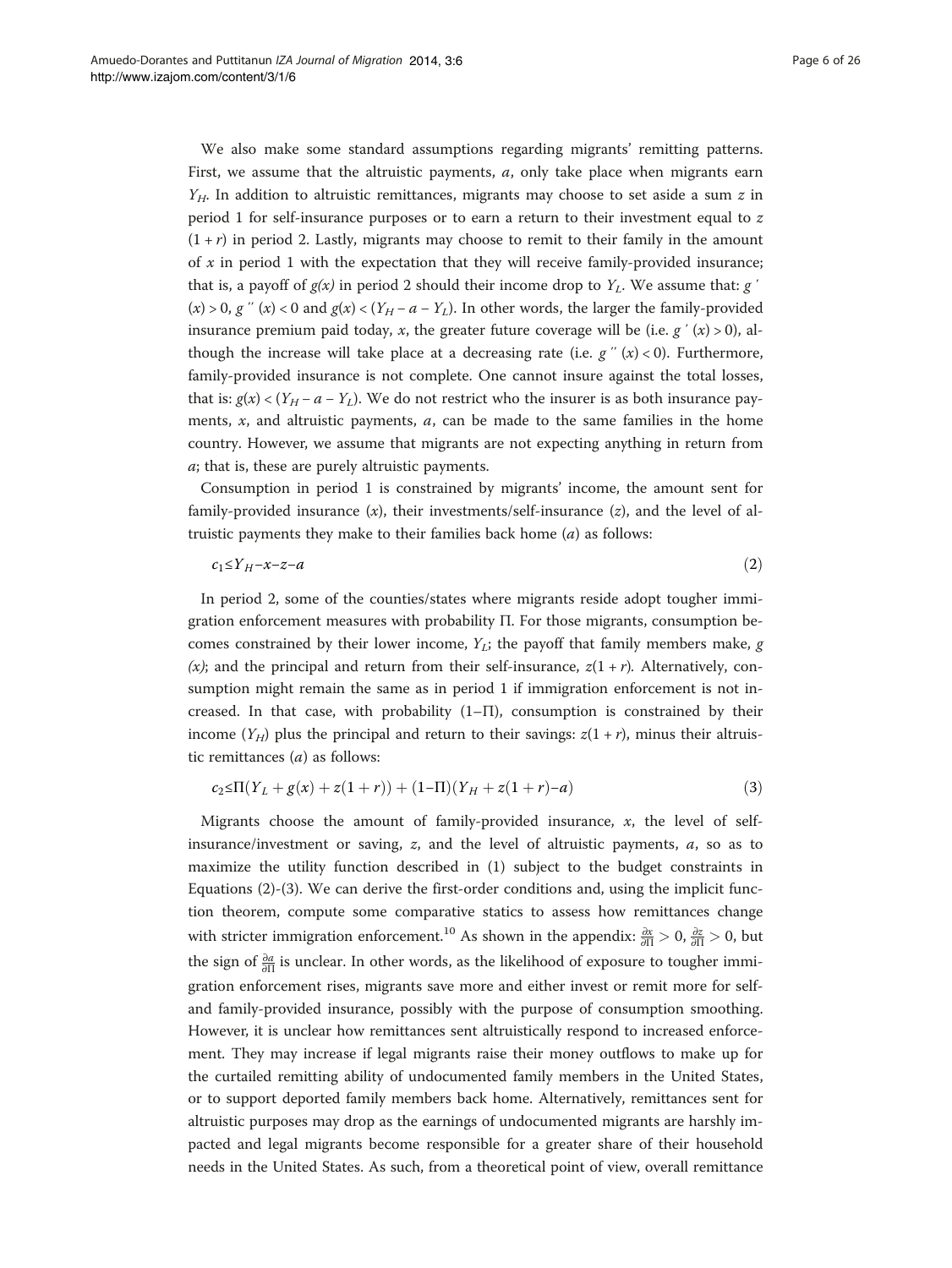We also make some standard assumptions regarding migrants' remitting patterns. First, we assume that the altruistic payments, $a$, only take place when migrants earn $Y_H$. In addition to altruistic remittances, migrants may choose to set aside a sum $z$ in period 1 for self-insurance purposes or to earn a return to their investment equal to $z(1+r)$ in period 2. Lastly, migrants may choose to remit to their family in the amount of $x$ in period 1 with the expectation that they will receive family-provided insurance; that is, a payoff of $g(x)$ in period 2 should their income drop to $Y_L$. We assume that: $g'(x) > 0$, $g''(x) < 0$ and $g(x) < (Y_H - a - Y_L)$. In other words, the larger the family-provided insurance premium paid today, $x$, the greater future coverage will be (i.e. $g'(x) > 0$), although the increase will take place at a decreasing rate (i.e. $g''(x) < 0$). Furthermore, family-provided insurance is not complete. One cannot insure against the total losses, that is: $g(x) < (Y_H - a - Y_L)$. We do not restrict who the insurer is as both insurance payments, $x$, and altruistic payments, $a$, can be made to the same families in the home country. However, we assume that migrants are not expecting anything in return from $a$; that is, these are purely altruistic payments.

Consumption in period 1 is constrained by migrants' income, the amount sent for family-provided insurance ($x$), their investments/self-insurance ($z$), and the level of altruistic payments they make to their families back home ($a$) as follows:

$$c_1 \leq Y_H - x - z - a \tag{2}$$

In period 2, some of the counties/states where migrants reside adopt tougher immigration enforcement measures with probability $\Pi$. For those migrants, consumption becomes constrained by their lower income, $Y_L$; the payoff that family members make, $g(x)$; and the principal and return from their self-insurance, $z(1+r)$. Alternatively, consumption might remain the same as in period 1 if immigration enforcement is not increased. In that case, with probability $(1-\Pi)$, consumption is constrained by their income ($Y_H$) plus the principal and return to their savings: $z(1+r)$, minus their altruistic remittances ($a$) as follows:

$$c_2 \leq \Pi(Y_L + g(x) + z(1+r)) + (1-\Pi)(Y_H + z(1+r) - a) \tag{3}$$

Migrants choose the amount of family-provided insurance, $x$, the level of self-insurance/investment or saving, $z$, and the level of altruistic payments, $a$, so as to maximize the utility function described in (1) subject to the budget constraints in Equations (2)-(3). We can derive the first-order conditions and, using the implicit function theorem, compute some comparative statics to assess how remittances change with stricter immigration enforcement.[10] As shown in the appendix: $\frac{\partial x}{\partial \Pi} > 0$, $\frac{\partial z}{\partial \Pi} > 0$, but the sign of $\frac{\partial a}{\partial \Pi}$ is unclear. In other words, as the likelihood of exposure to tougher immigration enforcement rises, migrants save more and either invest or remit more for self- and family-provided insurance, possibly with the purpose of consumption smoothing. However, it is unclear how remittances sent altruistically respond to increased enforcement. They may increase if legal migrants raise their money outflows to make up for the curtailed remitting ability of undocumented family members in the United States, or to support deported family members back home. Alternatively, remittances sent for altruistic purposes may drop as the earnings of undocumented migrants are harshly impacted and legal migrants become responsible for a greater share of their household needs in the United States. As such, from a theoretical point of view, overall remittance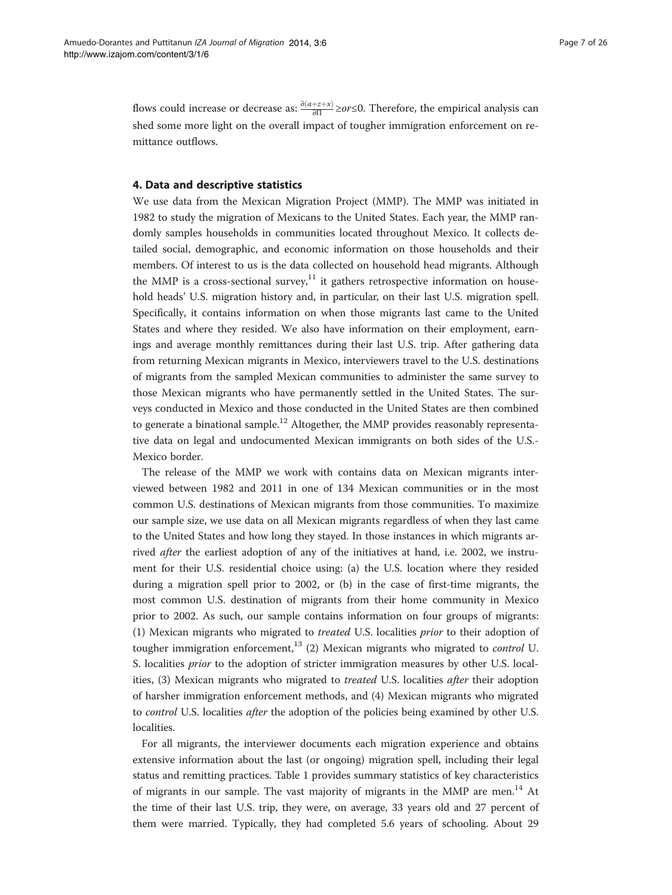flows could increase or decrease as: $\frac{\partial(a+z+x)}{\partial\Pi} \geq or \leq 0$. Therefore, the empirical analysis can shed some more light on the overall impact of tougher immigration enforcement on remittance outflows.

### 4. Data and descriptive statistics

We use data from the Mexican Migration Project (MMP). The MMP was initiated in 1982 to study the migration of Mexicans to the United States. Each year, the MMP randomly samples households in communities located throughout Mexico. It collects detailed social, demographic, and economic information on those households and their members. Of interest to us is the data collected on household head migrants. Although the MMP is a cross-sectional survey,[11] it gathers retrospective information on household heads' U.S. migration history and, in particular, on their last U.S. migration spell. Specifically, it contains information on when those migrants last came to the United States and where they resided. We also have information on their employment, earnings and average monthly remittances during their last U.S. trip. After gathering data from returning Mexican migrants in Mexico, interviewers travel to the U.S. destinations of migrants from the sampled Mexican communities to administer the same survey to those Mexican migrants who have permanently settled in the United States. The surveys conducted in Mexico and those conducted in the United States are then combined to generate a binational sample.[12] Altogether, the MMP provides reasonably representative data on legal and undocumented Mexican immigrants on both sides of the U.S.-Mexico border.

The release of the MMP we work with contains data on Mexican migrants interviewed between 1982 and 2011 in one of 134 Mexican communities or in the most common U.S. destinations of Mexican migrants from those communities. To maximize our sample size, we use data on all Mexican migrants regardless of when they last came to the United States and how long they stayed. In those instances in which migrants arrived *after* the earliest adoption of any of the initiatives at hand, i.e. 2002, we instrument for their U.S. residential choice using: (a) the U.S. location where they resided during a migration spell prior to 2002, or (b) in the case of first-time migrants, the most common U.S. destination of migrants from their home community in Mexico prior to 2002. As such, our sample contains information on four groups of migrants: (1) Mexican migrants who migrated to *treated* U.S. localities *prior* to their adoption of tougher immigration enforcement,[13] (2) Mexican migrants who migrated to *control* U.S. localities *prior* to the adoption of stricter immigration measures by other U.S. localities, (3) Mexican migrants who migrated to *treated* U.S. localities *after* their adoption of harsher immigration enforcement methods, and (4) Mexican migrants who migrated to *control* U.S. localities *after* the adoption of the policies being examined by other U.S. localities.

For all migrants, the interviewer documents each migration experience and obtains extensive information about the last (or ongoing) migration spell, including their legal status and remitting practices. Table 1 provides summary statistics of key characteristics of migrants in our sample. The vast majority of migrants in the MMP are men.[14] At the time of their last U.S. trip, they were, on average, 33 years old and 27 percent of them were married. Typically, they had completed 5.6 years of schooling. About 29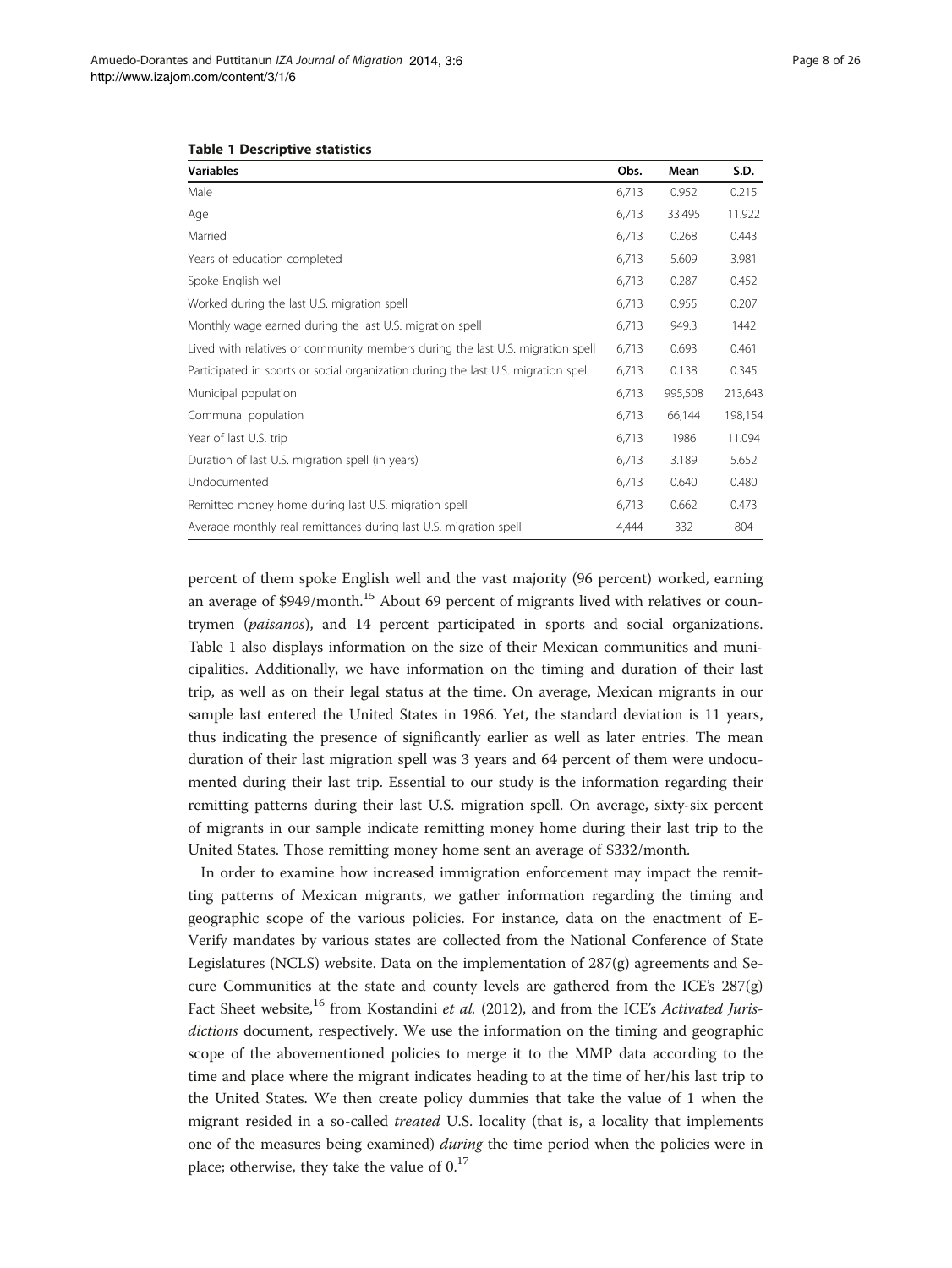**Table 1 Descriptive statistics**

| Variables | Obs. | Mean | S.D. |
|---|---|---|---|
| Male | 6,713 | 0.952 | 0.215 |
| Age | 6,713 | 33.495 | 11.922 |
| Married | 6,713 | 0.268 | 0.443 |
| Years of education completed | 6,713 | 5.609 | 3.981 |
| Spoke English well | 6,713 | 0.287 | 0.452 |
| Worked during the last U.S. migration spell | 6,713 | 0.955 | 0.207 |
| Monthly wage earned during the last U.S. migration spell | 6,713 | 949.3 | 1442 |
| Lived with relatives or community members during the last U.S. migration spell | 6,713 | 0.693 | 0.461 |
| Participated in sports or social organization during the last U.S. migration spell | 6,713 | 0.138 | 0.345 |
| Municipal population | 6,713 | 995,508 | 213,643 |
| Communal population | 6,713 | 66,144 | 198,154 |
| Year of last U.S. trip | 6,713 | 1986 | 11.094 |
| Duration of last U.S. migration spell (in years) | 6,713 | 3.189 | 5.652 |
| Undocumented | 6,713 | 0.640 | 0.480 |
| Remitted money home during last U.S. migration spell | 6,713 | 0.662 | 0.473 |
| Average monthly real remittances during last U.S. migration spell | 4,444 | 332 | 804 |

percent of them spoke English well and the vast majority (96 percent) worked, earning an average of $949/month.[15] About 69 percent of migrants lived with relatives or countrymen (*paisanos*), and 14 percent participated in sports and social organizations. Table 1 also displays information on the size of their Mexican communities and municipalities. Additionally, we have information on the timing and duration of their last trip, as well as on their legal status at the time. On average, Mexican migrants in our sample last entered the United States in 1986. Yet, the standard deviation is 11 years, thus indicating the presence of significantly earlier as well as later entries. The mean duration of their last migration spell was 3 years and 64 percent of them were undocumented during their last trip. Essential to our study is the information regarding their remitting patterns during their last U.S. migration spell. On average, sixty-six percent of migrants in our sample indicate remitting money home during their last trip to the United States. Those remitting money home sent an average of $332/month.

In order to examine how increased immigration enforcement may impact the remitting patterns of Mexican migrants, we gather information regarding the timing and geographic scope of the various policies. For instance, data on the enactment of E-Verify mandates by various states are collected from the National Conference of State Legislatures (NCLS) website. Data on the implementation of 287(g) agreements and Secure Communities at the state and county levels are gathered from the ICE's 287(g) Fact Sheet website,[16] from Kostandini *et al.* (2012), and from the ICE's *Activated Jurisdictions* document, respectively. We use the information on the timing and geographic scope of the abovementioned policies to merge it to the MMP data according to the time and place where the migrant indicates heading to at the time of her/his last trip to the United States. We then create policy dummies that take the value of 1 when the migrant resided in a so-called *treated* U.S. locality (that is, a locality that implements one of the measures being examined) *during* the time period when the policies were in place; otherwise, they take the value of 0.[17]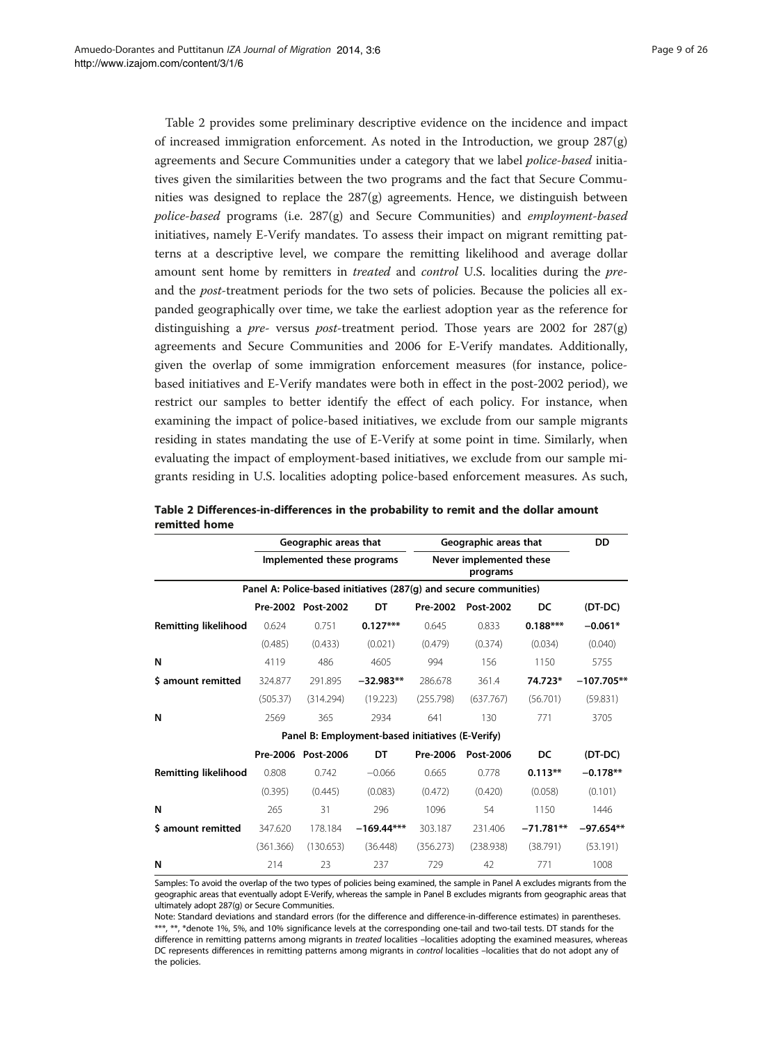Table 2 provides some preliminary descriptive evidence on the incidence and impact of increased immigration enforcement. As noted in the Introduction, we group 287(g) agreements and Secure Communities under a category that we label *police-based* initiatives given the similarities between the two programs and the fact that Secure Communities was designed to replace the 287(g) agreements. Hence, we distinguish between *police-based* programs (i.e. 287(g) and Secure Communities) and *employment-based* initiatives, namely E-Verify mandates. To assess their impact on migrant remitting patterns at a descriptive level, we compare the remitting likelihood and average dollar amount sent home by remitters in *treated* and *control* U.S. localities during the *pre-* and the *post*-treatment periods for the two sets of policies. Because the policies all expanded geographically over time, we take the earliest adoption year as the reference for distinguishing a *pre-* versus *post*-treatment period. Those years are 2002 for 287(g) agreements and Secure Communities and 2006 for E-Verify mandates. Additionally, given the overlap of some immigration enforcement measures (for instance, police-based initiatives and E-Verify mandates were both in effect in the post-2002 period), we restrict our samples to better identify the effect of each policy. For instance, when examining the impact of police-based initiatives, we exclude from our sample migrants residing in states mandating the use of E-Verify at some point in time. Similarly, when evaluating the impact of employment-based initiatives, we exclude from our sample migrants residing in U.S. localities adopting police-based enforcement measures. As such,

**Table 2 Differences-in-differences in the probability to remit and the dollar amount remitted home**

| | Geographic areas that | | | Geographic areas that | | | DD |
|---|---|---|---|---|---|---|---|
| | Implemented these programs | | | Never implemented these programs | | | |
| **Panel A: Police-based initiatives (287(g) and secure communities)** | | | | | | | |
| | Pre-2002 | Post-2002 | DT | Pre-2002 | Post-2002 | DC | (DT-DC) |
| **Remitting likelihood** | 0.624 | 0.751 | **0.127\*\*\*** | 0.645 | 0.833 | **0.188\*\*\*** | **−0.061\*** |
| | (0.485) | (0.433) | (0.021) | (0.479) | (0.374) | (0.034) | (0.040) |
| **N** | 4119 | 486 | 4605 | 994 | 156 | 1150 | 5755 |
| **$ amount remitted** | 324.877 | 291.895 | **−32.983\*\*** | 286.678 | 361.4 | **74.723\*** | **−107.705\*\*** |
| | (505.37) | (314.294) | (19.223) | (255.798) | (637.767) | (56.701) | (59.831) |
| **N** | 2569 | 365 | 2934 | 641 | 130 | 771 | 3705 |
| **Panel B: Employment-based initiatives (E-Verify)** | | | | | | | |
| | Pre-2006 | Post-2006 | DT | Pre-2006 | Post-2006 | DC | (DT-DC) |
| **Remitting likelihood** | 0.808 | 0.742 | −0.066 | 0.665 | 0.778 | **0.113\*\*** | **−0.178\*\*** |
| | (0.395) | (0.445) | (0.083) | (0.472) | (0.420) | (0.058) | (0.101) |
| **N** | 265 | 31 | 296 | 1096 | 54 | 1150 | 1446 |
| **$ amount remitted** | 347.620 | 178.184 | **−169.44\*\*\*** | 303.187 | 231.406 | **−71.781\*\*** | **−97.654\*\*** |
| | (361.366) | (130.653) | (36.448) | (356.273) | (238.938) | (38.791) | (53.191) |
| **N** | 214 | 23 | 237 | 729 | 42 | 771 | 1008 |

Samples: To avoid the overlap of the two types of policies being examined, the sample in Panel A excludes migrants from the geographic areas that eventually adopt E-Verify, whereas the sample in Panel B excludes migrants from geographic areas that ultimately adopt 287(g) or Secure Communities.

Note: Standard deviations and standard errors (for the difference and difference-in-difference estimates) in parentheses. ***, **, *denote 1%, 5%, and 10% significance levels at the corresponding one-tail and two-tail tests. DT stands for the difference in remitting patterns among migrants in *treated* localities –localities adopting the examined measures, whereas DC represents differences in remitting patterns among migrants in *control* localities –localities that do not adopt any of the policies.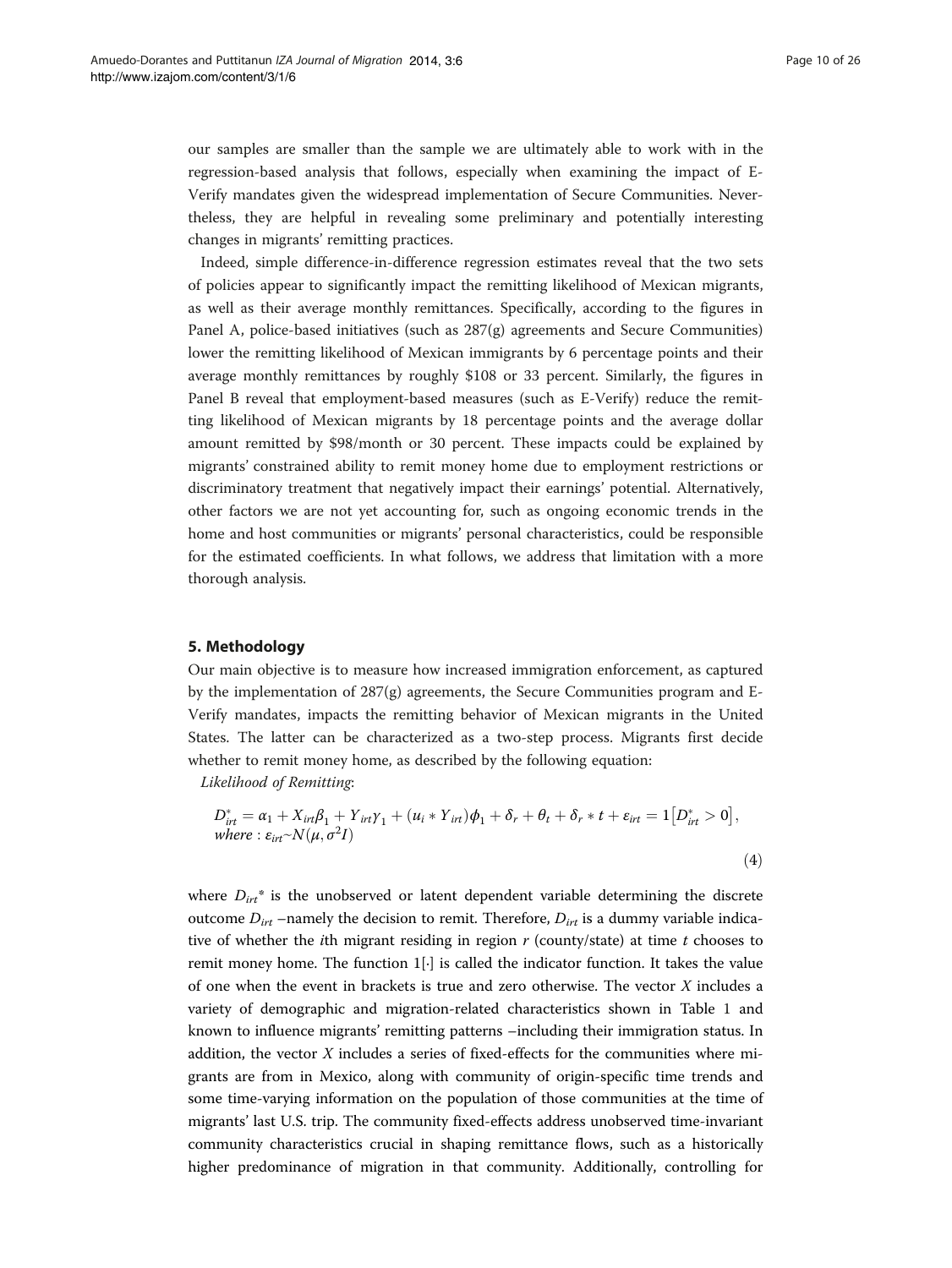our samples are smaller than the sample we are ultimately able to work with in the regression-based analysis that follows, especially when examining the impact of E-Verify mandates given the widespread implementation of Secure Communities. Nevertheless, they are helpful in revealing some preliminary and potentially interesting changes in migrants' remitting practices.

Indeed, simple difference-in-difference regression estimates reveal that the two sets of policies appear to significantly impact the remitting likelihood of Mexican migrants, as well as their average monthly remittances. Specifically, according to the figures in Panel A, police-based initiatives (such as 287(g) agreements and Secure Communities) lower the remitting likelihood of Mexican immigrants by 6 percentage points and their average monthly remittances by roughly \$108 or 33 percent. Similarly, the figures in Panel B reveal that employment-based measures (such as E-Verify) reduce the remitting likelihood of Mexican migrants by 18 percentage points and the average dollar amount remitted by \$98/month or 30 percent. These impacts could be explained by migrants' constrained ability to remit money home due to employment restrictions or discriminatory treatment that negatively impact their earnings' potential. Alternatively, other factors we are not yet accounting for, such as ongoing economic trends in the home and host communities or migrants' personal characteristics, could be responsible for the estimated coefficients. In what follows, we address that limitation with a more thorough analysis.

## 5. Methodology

Our main objective is to measure how increased immigration enforcement, as captured by the implementation of 287(g) agreements, the Secure Communities program and E-Verify mandates, impacts the remitting behavior of Mexican migrants in the United States. The latter can be characterized as a two-step process. Migrants first decide whether to remit money home, as described by the following equation:

*Likelihood of Remitting*:

$$D^{*}_{irt} = \alpha_1 + X_{irt}\beta_1 + Y_{irt}\gamma_1 + (u_i * Y_{irt})\phi_1 + \delta_r + \theta_t + \delta_r * t + \varepsilon_{irt} = 1\left[D^{*}_{irt} > 0\right],$$
$$where: \varepsilon_{irt} \sim N(\mu, \sigma^2 I) \tag{4}$$

where $D_{irt}{}^{*}$ is the unobserved or latent dependent variable determining the discrete outcome $D_{irt}$ –namely the decision to remit. Therefore, $D_{irt}$ is a dummy variable indicative of whether the $i$th migrant residing in region $r$ (county/state) at time $t$ chooses to remit money home. The function $1[\cdot]$ is called the indicator function. It takes the value of one when the event in brackets is true and zero otherwise. The vector $X$ includes a variety of demographic and migration-related characteristics shown in Table 1 and known to influence migrants' remitting patterns –including their immigration status. In addition, the vector $X$ includes a series of fixed-effects for the communities where migrants are from in Mexico, along with community of origin-specific time trends and some time-varying information on the population of those communities at the time of migrants' last U.S. trip. The community fixed-effects address unobserved time-invariant community characteristics crucial in shaping remittance flows, such as a historically higher predominance of migration in that community. Additionally, controlling for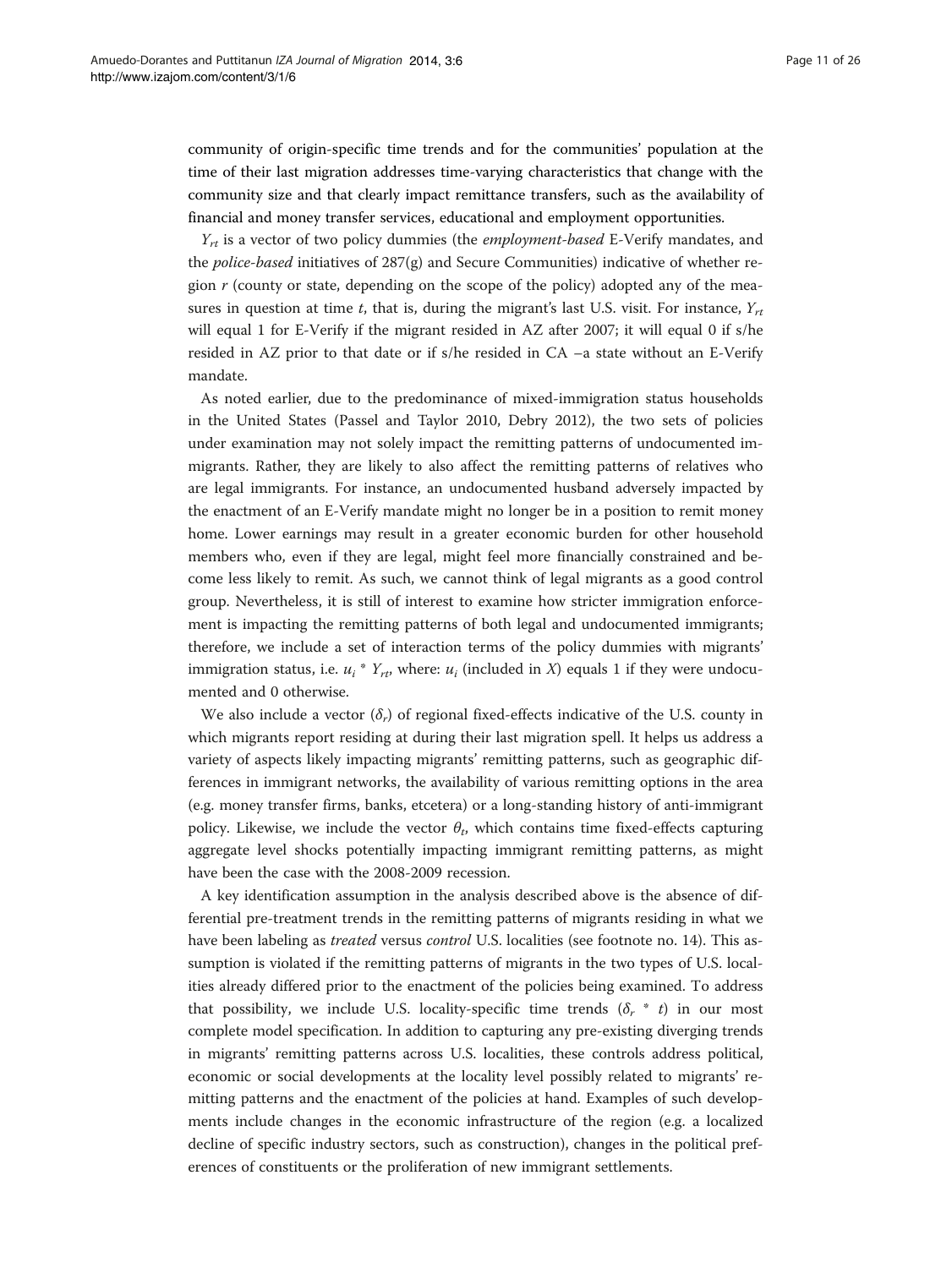community of origin-specific time trends and for the communities' population at the time of their last migration addresses time-varying characteristics that change with the community size and that clearly impact remittance transfers, such as the availability of financial and money transfer services, educational and employment opportunities.

$Y_{rt}$ is a vector of two policy dummies (the *employment-based* E-Verify mandates, and the *police-based* initiatives of 287(g) and Secure Communities) indicative of whether region $r$ (county or state, depending on the scope of the policy) adopted any of the measures in question at time $t$, that is, during the migrant's last U.S. visit. For instance, $Y_{rt}$ will equal 1 for E-Verify if the migrant resided in AZ after 2007; it will equal 0 if s/he resided in AZ prior to that date or if s/he resided in CA –a state without an E-Verify mandate.

As noted earlier, due to the predominance of mixed-immigration status households in the United States (Passel and Taylor 2010, Debry 2012), the two sets of policies under examination may not solely impact the remitting patterns of undocumented immigrants. Rather, they are likely to also affect the remitting patterns of relatives who are legal immigrants. For instance, an undocumented husband adversely impacted by the enactment of an E-Verify mandate might no longer be in a position to remit money home. Lower earnings may result in a greater economic burden for other household members who, even if they are legal, might feel more financially constrained and become less likely to remit. As such, we cannot think of legal migrants as a good control group. Nevertheless, it is still of interest to examine how stricter immigration enforcement is impacting the remitting patterns of both legal and undocumented immigrants; therefore, we include a set of interaction terms of the policy dummies with migrants' immigration status, i.e. $u_i * Y_{rt}$, where: $u_i$ (included in $X$) equals 1 if they were undocumented and 0 otherwise.

We also include a vector ($\delta_r$) of regional fixed-effects indicative of the U.S. county in which migrants report residing at during their last migration spell. It helps us address a variety of aspects likely impacting migrants' remitting patterns, such as geographic differences in immigrant networks, the availability of various remitting options in the area (e.g. money transfer firms, banks, etcetera) or a long-standing history of anti-immigrant policy. Likewise, we include the vector $\theta_t$, which contains time fixed-effects capturing aggregate level shocks potentially impacting immigrant remitting patterns, as might have been the case with the 2008-2009 recession.

A key identification assumption in the analysis described above is the absence of differential pre-treatment trends in the remitting patterns of migrants residing in what we have been labeling as *treated* versus *control* U.S. localities (see footnote no. 14). This assumption is violated if the remitting patterns of migrants in the two types of U.S. localities already differed prior to the enactment of the policies being examined. To address that possibility, we include U.S. locality-specific time trends ($\delta_r * t$) in our most complete model specification. In addition to capturing any pre-existing diverging trends in migrants' remitting patterns across U.S. localities, these controls address political, economic or social developments at the locality level possibly related to migrants' remitting patterns and the enactment of the policies at hand. Examples of such developments include changes in the economic infrastructure of the region (e.g. a localized decline of specific industry sectors, such as construction), changes in the political preferences of constituents or the proliferation of new immigrant settlements.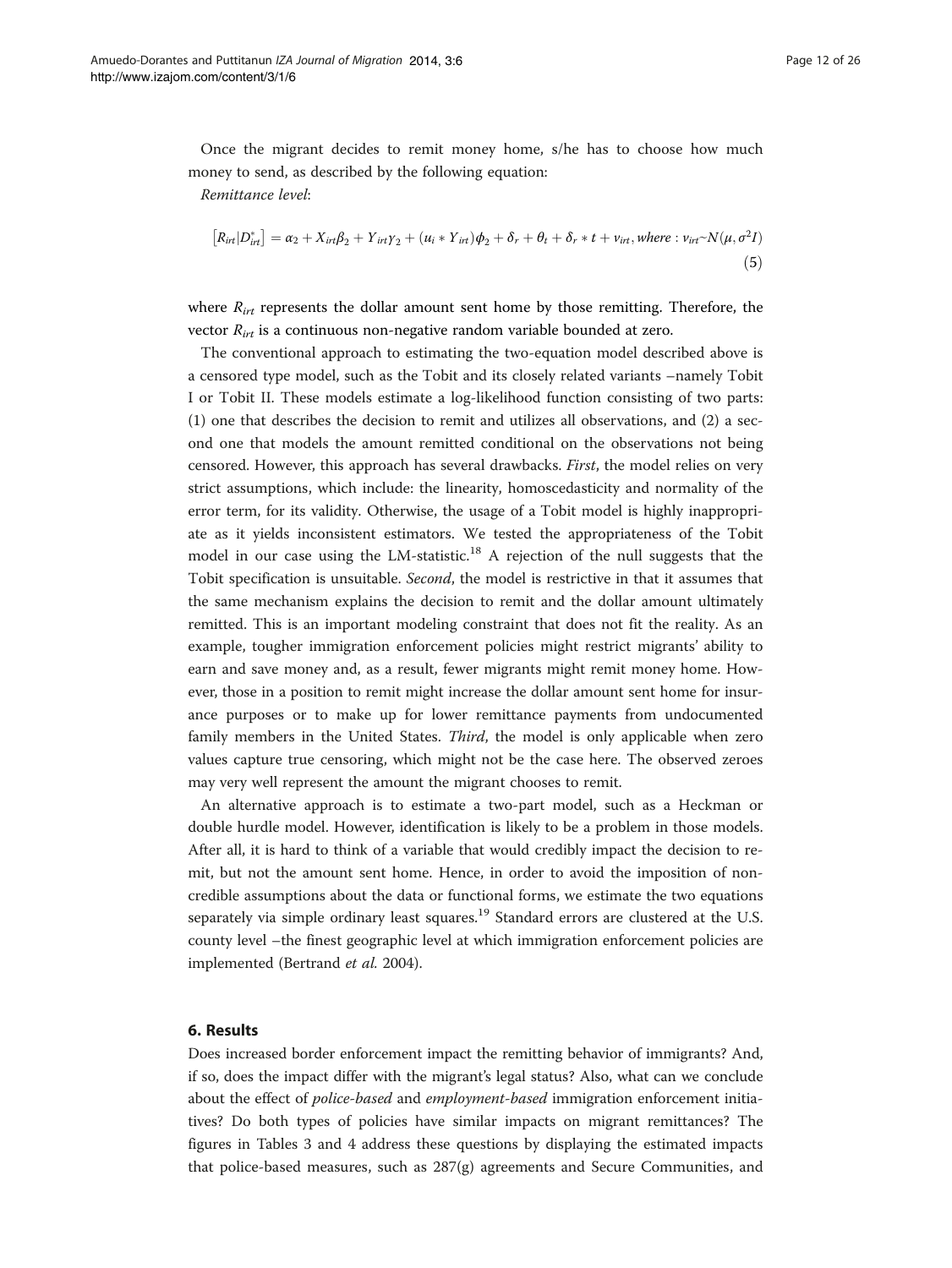Once the migrant decides to remit money home, s/he has to choose how much money to send, as described by the following equation:

*Remittance level*:

$$\left[R_{irt}|D^{*}_{irt}\right] = \alpha_2 + X_{irt}\beta_2 + Y_{irt}\gamma_2 + (u_i * Y_{irt})\phi_2 + \delta_r + \theta_t + \delta_r * t + \nu_{irt}, where: \nu_{irt} \sim N(\mu, \sigma^2 I) \tag{5}$$

where $R_{irt}$ represents the dollar amount sent home by those remitting. Therefore, the vector $R_{irt}$ is a continuous non-negative random variable bounded at zero.

The conventional approach to estimating the two-equation model described above is a censored type model, such as the Tobit and its closely related variants –namely Tobit I or Tobit II. These models estimate a log-likelihood function consisting of two parts: (1) one that describes the decision to remit and utilizes all observations, and (2) a second one that models the amount remitted conditional on the observations not being censored. However, this approach has several drawbacks. *First*, the model relies on very strict assumptions, which include: the linearity, homoscedasticity and normality of the error term, for its validity. Otherwise, the usage of a Tobit model is highly inappropriate as it yields inconsistent estimators. We tested the appropriateness of the Tobit model in our case using the LM-statistic.[18] A rejection of the null suggests that the Tobit specification is unsuitable. *Second*, the model is restrictive in that it assumes that the same mechanism explains the decision to remit and the dollar amount ultimately remitted. This is an important modeling constraint that does not fit the reality. As an example, tougher immigration enforcement policies might restrict migrants' ability to earn and save money and, as a result, fewer migrants might remit money home. However, those in a position to remit might increase the dollar amount sent home for insurance purposes or to make up for lower remittance payments from undocumented family members in the United States. *Third*, the model is only applicable when zero values capture true censoring, which might not be the case here. The observed zeroes may very well represent the amount the migrant chooses to remit.

An alternative approach is to estimate a two-part model, such as a Heckman or double hurdle model. However, identification is likely to be a problem in those models. After all, it is hard to think of a variable that would credibly impact the decision to remit, but not the amount sent home. Hence, in order to avoid the imposition of non-credible assumptions about the data or functional forms, we estimate the two equations separately via simple ordinary least squares.[19] Standard errors are clustered at the U.S. county level –the finest geographic level at which immigration enforcement policies are implemented (Bertrand *et al.* 2004).

## 6. Results

Does increased border enforcement impact the remitting behavior of immigrants? And, if so, does the impact differ with the migrant's legal status? Also, what can we conclude about the effect of *police-based* and *employment-based* immigration enforcement initiatives? Do both types of policies have similar impacts on migrant remittances? The figures in Tables 3 and 4 address these questions by displaying the estimated impacts that police-based measures, such as 287(g) agreements and Secure Communities, and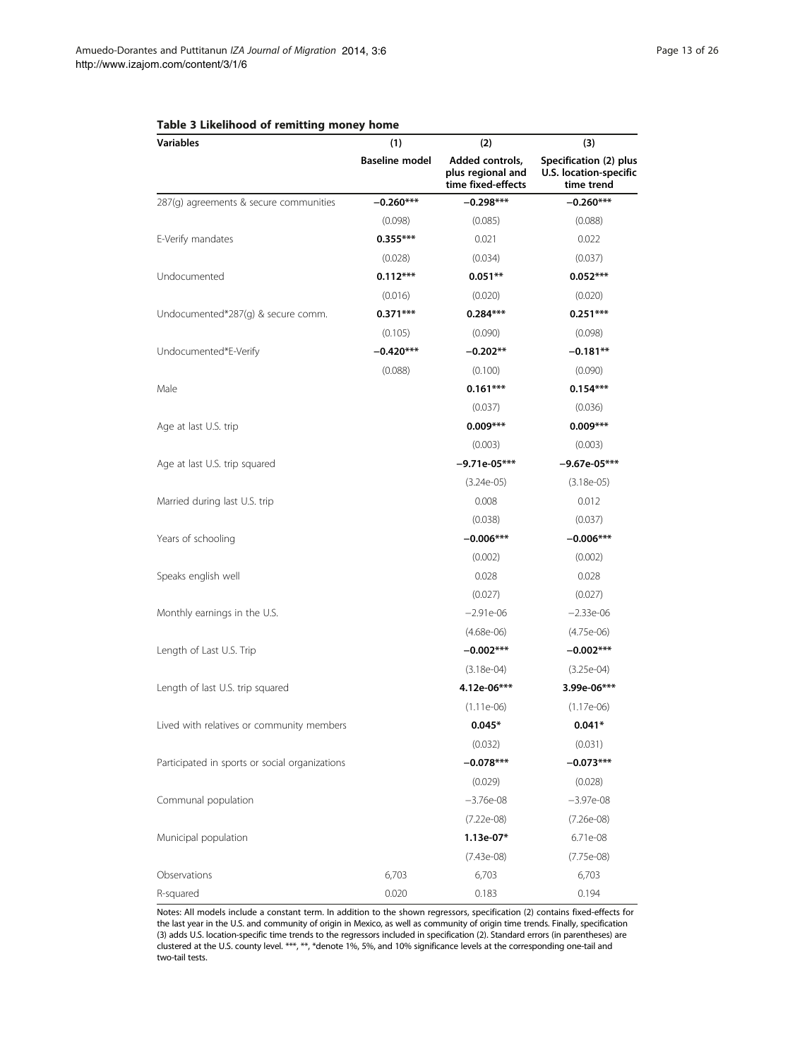**Table 3 Likelihood of remitting money home**

| Variables | (1) | (2) | (3) |
|---|---|---|---|
| | **Baseline model** | **Added controls, plus regional and time fixed-effects** | **Specification (2) plus U.S. location-specific time trend** |
| 287(g) agreements & secure communities | **−0.260*** ** | **−0.298*** ** | **−0.260*** ** |
| | (0.098) | (0.085) | (0.088) |
| E-Verify mandates | **0.355*** ** | 0.021 | 0.022 |
| | (0.028) | (0.034) | (0.037) |
| Undocumented | **0.112*** ** | **0.051** ** | **0.052*** ** |
| | (0.016) | (0.020) | (0.020) |
| Undocumented*287(g) & secure comm. | **0.371*** ** | **0.284*** ** | **0.251*** ** |
| | (0.105) | (0.090) | (0.098) |
| Undocumented*E-Verify | **−0.420*** ** | **−0.202** ** | **−0.181** ** |
| | (0.088) | (0.100) | (0.090) |
| Male | | **0.161*** ** | **0.154*** ** |
| | | (0.037) | (0.036) |
| Age at last U.S. trip | | **0.009*** ** | **0.009*** ** |
| | | (0.003) | (0.003) |
| Age at last U.S. trip squared | | **−9.71e-05*** ** | **−9.67e-05*** ** |
| | | (3.24e-05) | (3.18e-05) |
| Married during last U.S. trip | | 0.008 | 0.012 |
| | | (0.038) | (0.037) |
| Years of schooling | | **−0.006*** ** | **−0.006*** ** |
| | | (0.002) | (0.002) |
| Speaks english well | | 0.028 | 0.028 |
| | | (0.027) | (0.027) |
| Monthly earnings in the U.S. | | −2.91e-06 | −2.33e-06 |
| | | (4.68e-06) | (4.75e-06) |
| Length of Last U.S. Trip | | **−0.002*** ** | **−0.002*** ** |
| | | (3.18e-04) | (3.25e-04) |
| Length of last U.S. trip squared | | **4.12e-06*** ** | **3.99e-06*** ** |
| | | (1.11e-06) | (1.17e-06) |
| Lived with relatives or community members | | **0.045* ** | **0.041* ** |
| | | (0.032) | (0.031) |
| Participated in sports or social organizations | | **−0.078*** ** | **−0.073*** ** |
| | | (0.029) | (0.028) |
| Communal population | | −3.76e-08 | −3.97e-08 |
| | | (7.22e-08) | (7.26e-08) |
| Municipal population | | **1.13e-07* ** | 6.71e-08 |
| | | (7.43e-08) | (7.75e-08) |
| Observations | 6,703 | 6,703 | 6,703 |
| R-squared | 0.020 | 0.183 | 0.194 |

Notes: All models include a constant term. In addition to the shown regressors, specification (2) contains fixed-effects for the last year in the U.S. and community of origin in Mexico, as well as community of origin time trends. Finally, specification (3) adds U.S. location-specific time trends to the regressors included in specification (2). Standard errors (in parentheses) are clustered at the U.S. county level. ***, **, *denote 1%, 5%, and 10% significance levels at the corresponding one-tail and two-tail tests.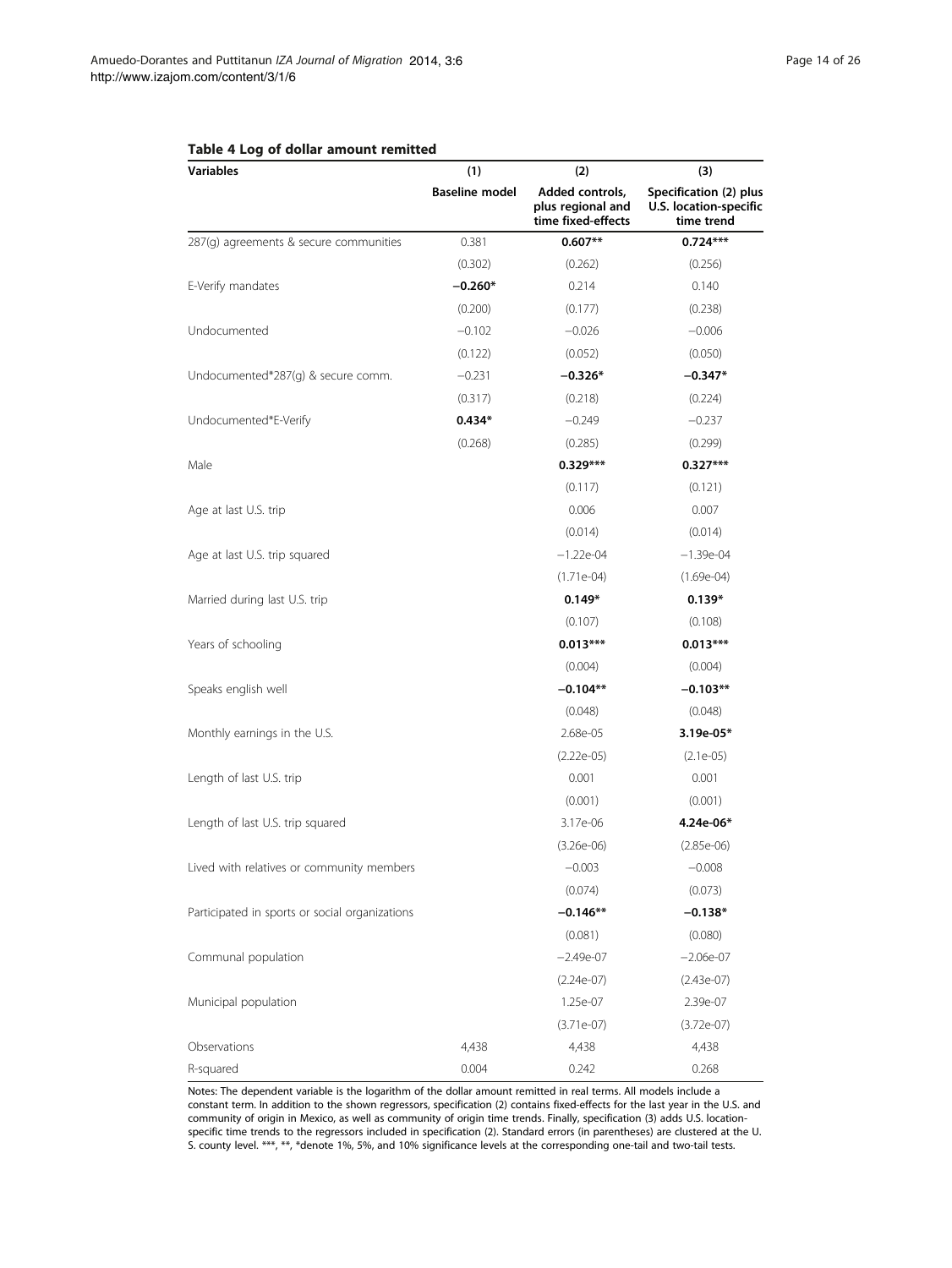**Table 4 Log of dollar amount remitted**

| Variables | (1) | (2) | (3) |
|---|---|---|---|
| | Baseline model | Added controls, plus regional and time fixed-effects | Specification (2) plus U.S. location-specific time trend |
| 287(g) agreements & secure communities | 0.381 | **0.607**** | **0.724***** |
| | (0.302) | (0.262) | (0.256) |
| E-Verify mandates | **−0.260*** | 0.214 | 0.140 |
| | (0.200) | (0.177) | (0.238) |
| Undocumented | −0.102 | −0.026 | −0.006 |
| | (0.122) | (0.052) | (0.050) |
| Undocumented*287(g) & secure comm. | −0.231 | **−0.326*** | **−0.347*** |
| | (0.317) | (0.218) | (0.224) |
| Undocumented*E-Verify | **0.434*** | −0.249 | −0.237 |
| | (0.268) | (0.285) | (0.299) |
| Male | | **0.329***** | **0.327***** |
| | | (0.117) | (0.121) |
| Age at last U.S. trip | | 0.006 | 0.007 |
| | | (0.014) | (0.014) |
| Age at last U.S. trip squared | | −1.22e-04 | −1.39e-04 |
| | | (1.71e-04) | (1.69e-04) |
| Married during last U.S. trip | | **0.149*** | **0.139*** |
| | | (0.107) | (0.108) |
| Years of schooling | | **0.013***** | **0.013***** |
| | | (0.004) | (0.004) |
| Speaks english well | | **−0.104**** | **−0.103**** |
| | | (0.048) | (0.048) |
| Monthly earnings in the U.S. | | 2.68e-05 | **3.19e-05*** |
| | | (2.22e-05) | (2.1e-05) |
| Length of last U.S. trip | | 0.001 | 0.001 |
| | | (0.001) | (0.001) |
| Length of last U.S. trip squared | | 3.17e-06 | **4.24e-06*** |
| | | (3.26e-06) | (2.85e-06) |
| Lived with relatives or community members | | −0.003 | −0.008 |
| | | (0.074) | (0.073) |
| Participated in sports or social organizations | | **−0.146**** | **−0.138*** |
| | | (0.081) | (0.080) |
| Communal population | | −2.49e-07 | −2.06e-07 |
| | | (2.24e-07) | (2.43e-07) |
| Municipal population | | 1.25e-07 | 2.39e-07 |
| | | (3.71e-07) | (3.72e-07) |
| Observations | 4,438 | 4,438 | 4,438 |
| R-squared | 0.004 | 0.242 | 0.268 |

Notes: The dependent variable is the logarithm of the dollar amount remitted in real terms. All models include a constant term. In addition to the shown regressors, specification (2) contains fixed-effects for the last year in the U.S. and community of origin in Mexico, as well as community of origin time trends. Finally, specification (3) adds U.S. location-specific time trends to the regressors included in specification (2). Standard errors (in parentheses) are clustered at the U.S. county level. ***, **, *denote 1%, 5%, and 10% significance levels at the corresponding one-tail and two-tail tests.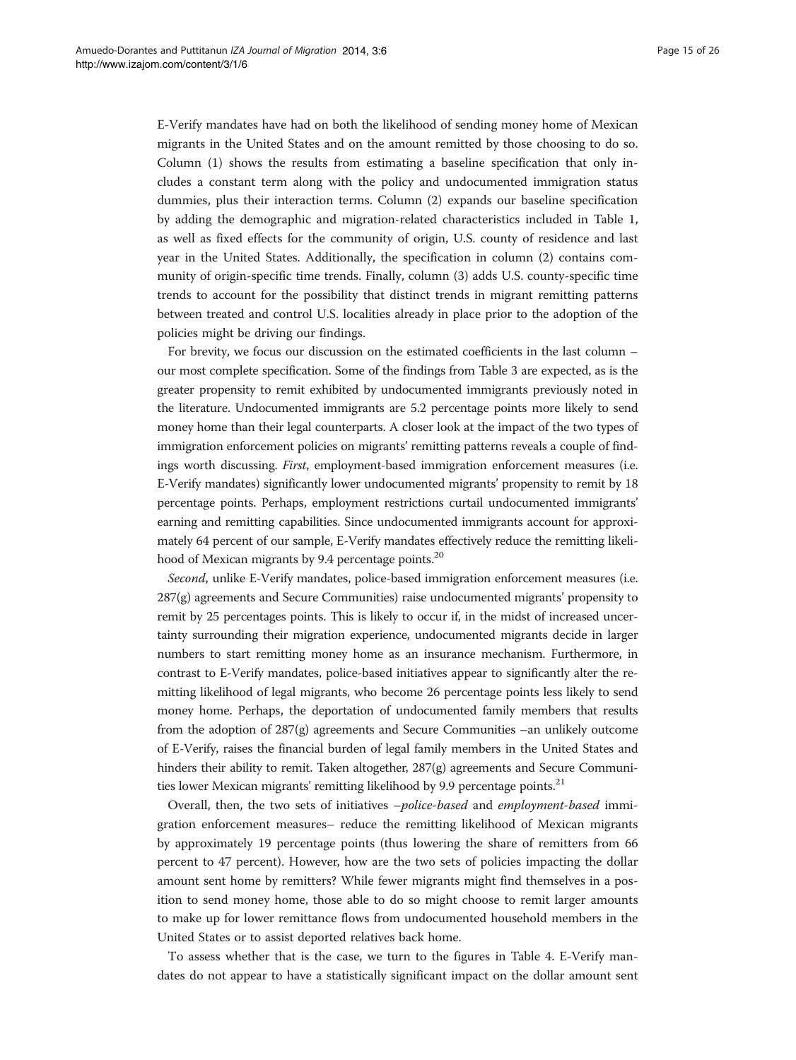E-Verify mandates have had on both the likelihood of sending money home of Mexican migrants in the United States and on the amount remitted by those choosing to do so. Column (1) shows the results from estimating a baseline specification that only includes a constant term along with the policy and undocumented immigration status dummies, plus their interaction terms. Column (2) expands our baseline specification by adding the demographic and migration-related characteristics included in Table 1, as well as fixed effects for the community of origin, U.S. county of residence and last year in the United States. Additionally, the specification in column (2) contains community of origin-specific time trends. Finally, column (3) adds U.S. county-specific time trends to account for the possibility that distinct trends in migrant remitting patterns between treated and control U.S. localities already in place prior to the adoption of the policies might be driving our findings.

For brevity, we focus our discussion on the estimated coefficients in the last column – our most complete specification. Some of the findings from Table 3 are expected, as is the greater propensity to remit exhibited by undocumented immigrants previously noted in the literature. Undocumented immigrants are 5.2 percentage points more likely to send money home than their legal counterparts. A closer look at the impact of the two types of immigration enforcement policies on migrants' remitting patterns reveals a couple of findings worth discussing. *First*, employment-based immigration enforcement measures (i.e. E-Verify mandates) significantly lower undocumented migrants' propensity to remit by 18 percentage points. Perhaps, employment restrictions curtail undocumented immigrants' earning and remitting capabilities. Since undocumented immigrants account for approximately 64 percent of our sample, E-Verify mandates effectively reduce the remitting likelihood of Mexican migrants by 9.4 percentage points.[20]

*Second*, unlike E-Verify mandates, police-based immigration enforcement measures (i.e. 287(g) agreements and Secure Communities) raise undocumented migrants' propensity to remit by 25 percentages points. This is likely to occur if, in the midst of increased uncertainty surrounding their migration experience, undocumented migrants decide in larger numbers to start remitting money home as an insurance mechanism. Furthermore, in contrast to E-Verify mandates, police-based initiatives appear to significantly alter the remitting likelihood of legal migrants, who become 26 percentage points less likely to send money home. Perhaps, the deportation of undocumented family members that results from the adoption of 287(g) agreements and Secure Communities –an unlikely outcome of E-Verify, raises the financial burden of legal family members in the United States and hinders their ability to remit. Taken altogether, 287(g) agreements and Secure Communities lower Mexican migrants' remitting likelihood by 9.9 percentage points.[21]

Overall, then, the two sets of initiatives –*police-based* and *employment-based* immigration enforcement measures– reduce the remitting likelihood of Mexican migrants by approximately 19 percentage points (thus lowering the share of remitters from 66 percent to 47 percent). However, how are the two sets of policies impacting the dollar amount sent home by remitters? While fewer migrants might find themselves in a position to send money home, those able to do so might choose to remit larger amounts to make up for lower remittance flows from undocumented household members in the United States or to assist deported relatives back home.

To assess whether that is the case, we turn to the figures in Table 4. E-Verify mandates do not appear to have a statistically significant impact on the dollar amount sent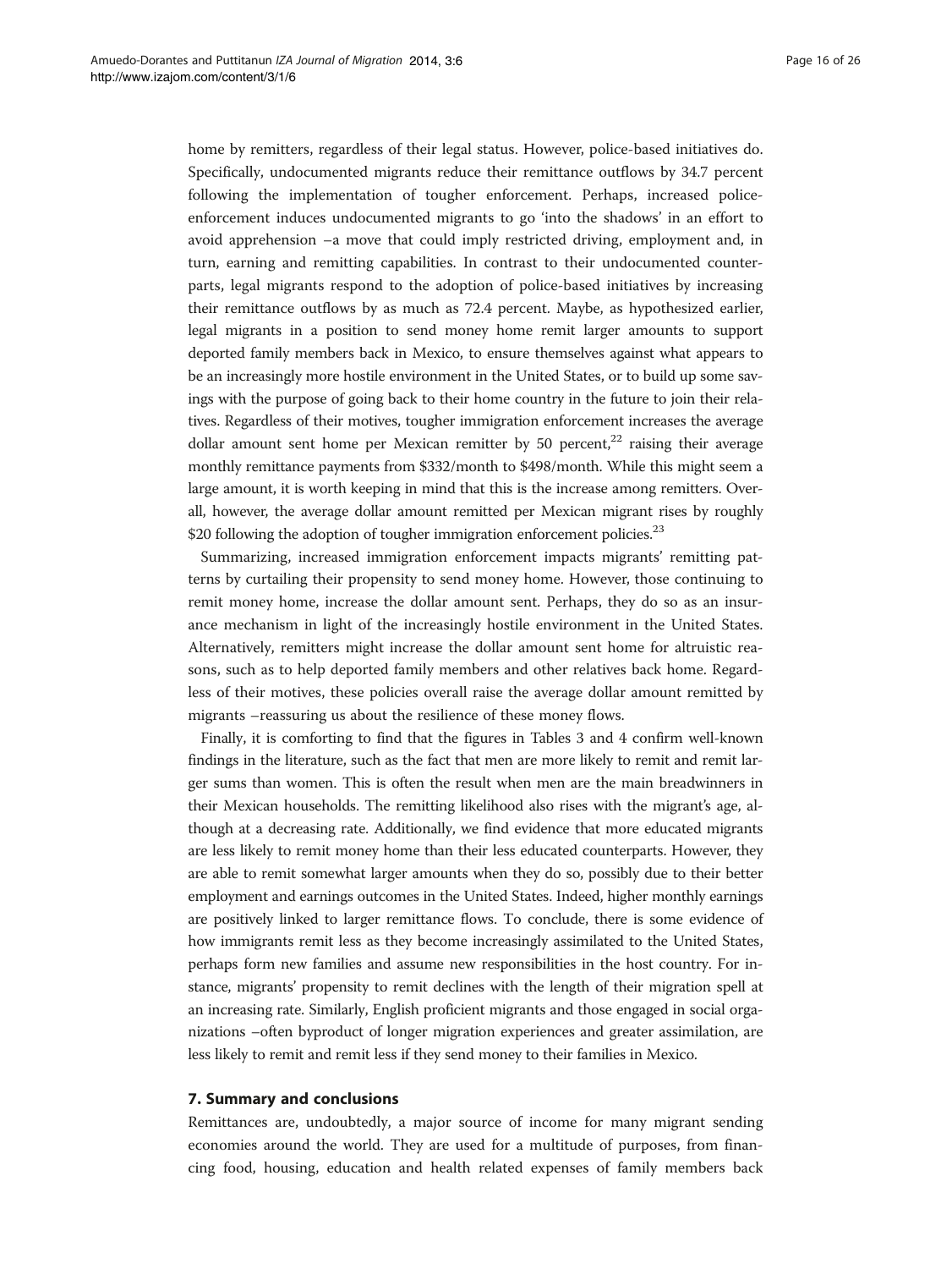home by remitters, regardless of their legal status. However, police-based initiatives do. Specifically, undocumented migrants reduce their remittance outflows by 34.7 percent following the implementation of tougher enforcement. Perhaps, increased police-enforcement induces undocumented migrants to go 'into the shadows' in an effort to avoid apprehension –a move that could imply restricted driving, employment and, in turn, earning and remitting capabilities. In contrast to their undocumented counterparts, legal migrants respond to the adoption of police-based initiatives by increasing their remittance outflows by as much as 72.4 percent. Maybe, as hypothesized earlier, legal migrants in a position to send money home remit larger amounts to support deported family members back in Mexico, to ensure themselves against what appears to be an increasingly more hostile environment in the United States, or to build up some savings with the purpose of going back to their home country in the future to join their relatives. Regardless of their motives, tougher immigration enforcement increases the average dollar amount sent home per Mexican remitter by 50 percent,[22] raising their average monthly remittance payments from \$332/month to \$498/month. While this might seem a large amount, it is worth keeping in mind that this is the increase among remitters. Overall, however, the average dollar amount remitted per Mexican migrant rises by roughly \$20 following the adoption of tougher immigration enforcement policies.[23]

Summarizing, increased immigration enforcement impacts migrants' remitting patterns by curtailing their propensity to send money home. However, those continuing to remit money home, increase the dollar amount sent. Perhaps, they do so as an insurance mechanism in light of the increasingly hostile environment in the United States. Alternatively, remitters might increase the dollar amount sent home for altruistic reasons, such as to help deported family members and other relatives back home. Regardless of their motives, these policies overall raise the average dollar amount remitted by migrants –reassuring us about the resilience of these money flows.

Finally, it is comforting to find that the figures in Tables 3 and 4 confirm well-known findings in the literature, such as the fact that men are more likely to remit and remit larger sums than women. This is often the result when men are the main breadwinners in their Mexican households. The remitting likelihood also rises with the migrant's age, although at a decreasing rate. Additionally, we find evidence that more educated migrants are less likely to remit money home than their less educated counterparts. However, they are able to remit somewhat larger amounts when they do so, possibly due to their better employment and earnings outcomes in the United States. Indeed, higher monthly earnings are positively linked to larger remittance flows. To conclude, there is some evidence of how immigrants remit less as they become increasingly assimilated to the United States, perhaps form new families and assume new responsibilities in the host country. For instance, migrants' propensity to remit declines with the length of their migration spell at an increasing rate. Similarly, English proficient migrants and those engaged in social organizations –often byproduct of longer migration experiences and greater assimilation, are less likely to remit and remit less if they send money to their families in Mexico.

## 7. Summary and conclusions

Remittances are, undoubtedly, a major source of income for many migrant sending economies around the world. They are used for a multitude of purposes, from financing food, housing, education and health related expenses of family members back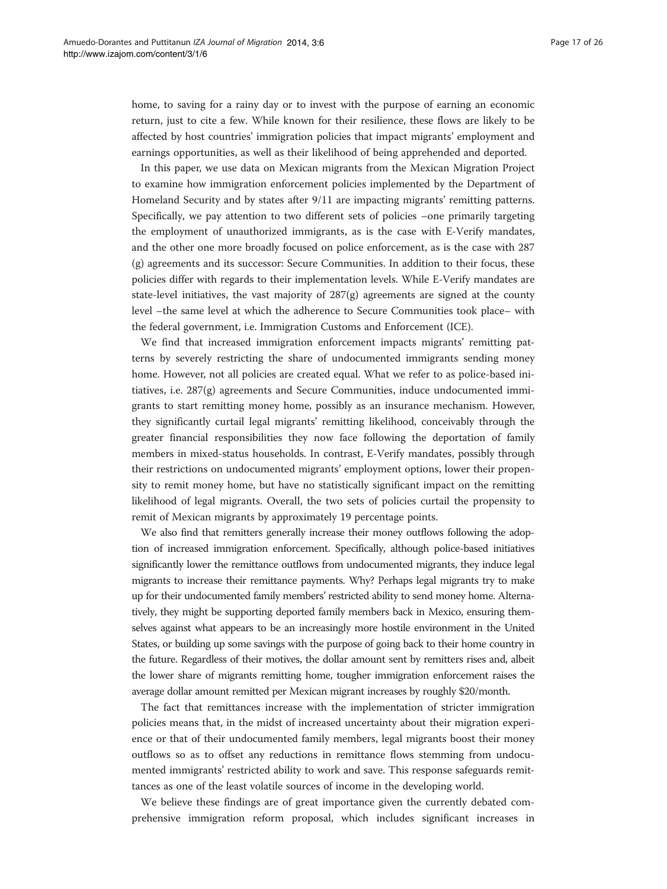home, to saving for a rainy day or to invest with the purpose of earning an economic return, just to cite a few. While known for their resilience, these flows are likely to be affected by host countries' immigration policies that impact migrants' employment and earnings opportunities, as well as their likelihood of being apprehended and deported.

In this paper, we use data on Mexican migrants from the Mexican Migration Project to examine how immigration enforcement policies implemented by the Department of Homeland Security and by states after 9/11 are impacting migrants' remitting patterns. Specifically, we pay attention to two different sets of policies –one primarily targeting the employment of unauthorized immigrants, as is the case with E-Verify mandates, and the other one more broadly focused on police enforcement, as is the case with 287 (g) agreements and its successor: Secure Communities. In addition to their focus, these policies differ with regards to their implementation levels. While E-Verify mandates are state-level initiatives, the vast majority of 287(g) agreements are signed at the county level –the same level at which the adherence to Secure Communities took place– with the federal government, i.e. Immigration Customs and Enforcement (ICE).

We find that increased immigration enforcement impacts migrants' remitting patterns by severely restricting the share of undocumented immigrants sending money home. However, not all policies are created equal. What we refer to as police-based initiatives, i.e. 287(g) agreements and Secure Communities, induce undocumented immigrants to start remitting money home, possibly as an insurance mechanism. However, they significantly curtail legal migrants' remitting likelihood, conceivably through the greater financial responsibilities they now face following the deportation of family members in mixed-status households. In contrast, E-Verify mandates, possibly through their restrictions on undocumented migrants' employment options, lower their propensity to remit money home, but have no statistically significant impact on the remitting likelihood of legal migrants. Overall, the two sets of policies curtail the propensity to remit of Mexican migrants by approximately 19 percentage points.

We also find that remitters generally increase their money outflows following the adoption of increased immigration enforcement. Specifically, although police-based initiatives significantly lower the remittance outflows from undocumented migrants, they induce legal migrants to increase their remittance payments. Why? Perhaps legal migrants try to make up for their undocumented family members' restricted ability to send money home. Alternatively, they might be supporting deported family members back in Mexico, ensuring themselves against what appears to be an increasingly more hostile environment in the United States, or building up some savings with the purpose of going back to their home country in the future. Regardless of their motives, the dollar amount sent by remitters rises and, albeit the lower share of migrants remitting home, tougher immigration enforcement raises the average dollar amount remitted per Mexican migrant increases by roughly $20/month.

The fact that remittances increase with the implementation of stricter immigration policies means that, in the midst of increased uncertainty about their migration experience or that of their undocumented family members, legal migrants boost their money outflows so as to offset any reductions in remittance flows stemming from undocumented immigrants' restricted ability to work and save. This response safeguards remittances as one of the least volatile sources of income in the developing world.

We believe these findings are of great importance given the currently debated comprehensive immigration reform proposal, which includes significant increases in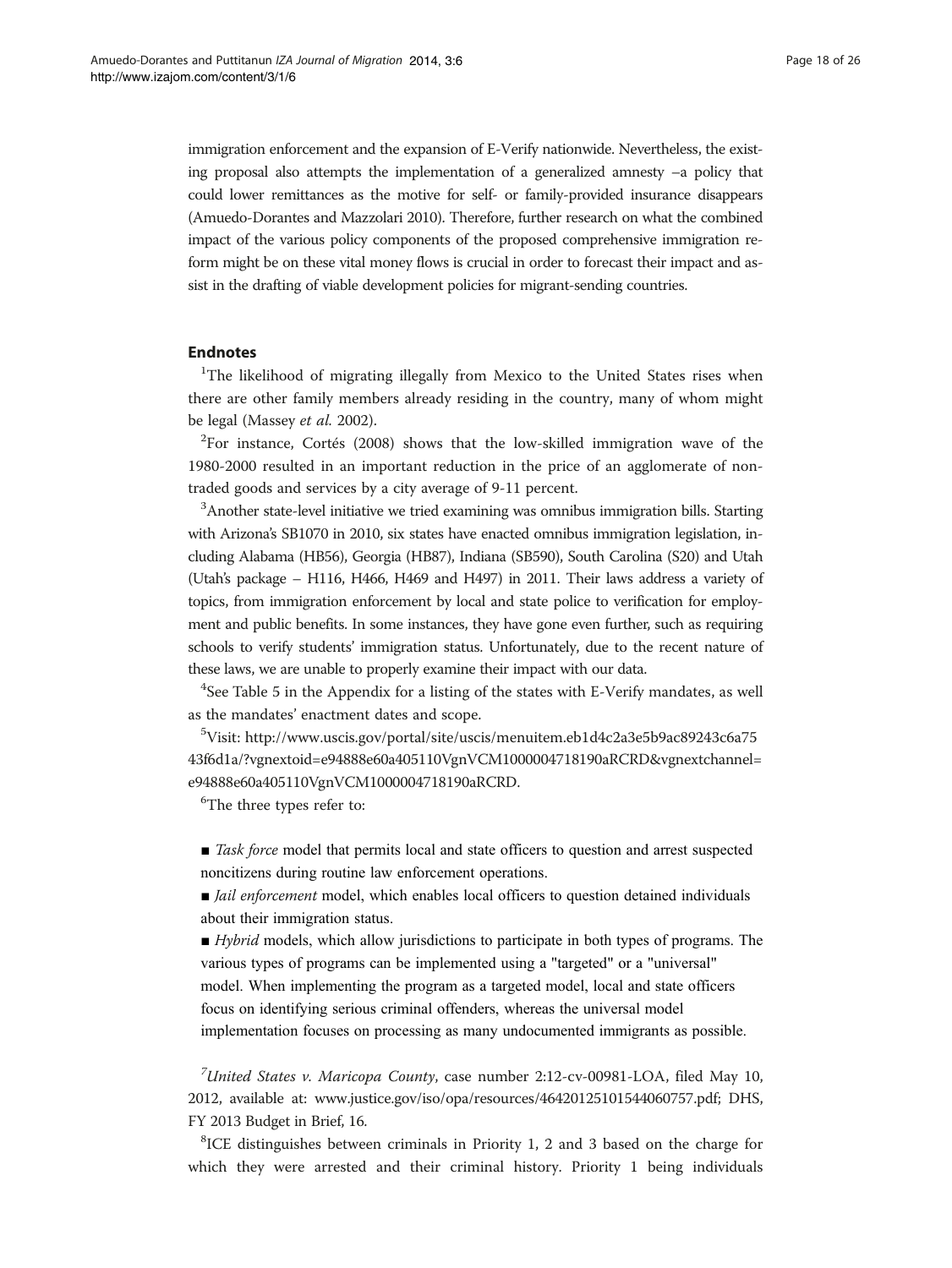immigration enforcement and the expansion of E-Verify nationwide. Nevertheless, the existing proposal also attempts the implementation of a generalized amnesty –a policy that could lower remittances as the motive for self- or family-provided insurance disappears (Amuedo-Dorantes and Mazzolari 2010). Therefore, further research on what the combined impact of the various policy components of the proposed comprehensive immigration reform might be on these vital money flows is crucial in order to forecast their impact and assist in the drafting of viable development policies for migrant-sending countries.

## Endnotes

[1]The likelihood of migrating illegally from Mexico to the United States rises when there are other family members already residing in the country, many of whom might be legal (Massey *et al.* 2002).

[2]For instance, Cortés (2008) shows that the low-skilled immigration wave of the 1980-2000 resulted in an important reduction in the price of an agglomerate of non-traded goods and services by a city average of 9-11 percent.

[3]Another state-level initiative we tried examining was omnibus immigration bills. Starting with Arizona's SB1070 in 2010, six states have enacted omnibus immigration legislation, including Alabama (HB56), Georgia (HB87), Indiana (SB590), South Carolina (S20) and Utah (Utah's package – H116, H466, H469 and H497) in 2011. Their laws address a variety of topics, from immigration enforcement by local and state police to verification for employment and public benefits. In some instances, they have gone even further, such as requiring schools to verify students' immigration status. Unfortunately, due to the recent nature of these laws, we are unable to properly examine their impact with our data.

[4]See Table 5 in the Appendix for a listing of the states with E-Verify mandates, as well as the mandates' enactment dates and scope.

[5]Visit: http://www.uscis.gov/portal/site/uscis/menuitem.eb1d4c2a3e5b9ac89243c6a7543f6d1a/?vgnextoid=e94888e60a405110VgnVCM1000004718190aRCRD&vgnextchannel=e94888e60a405110VgnVCM1000004718190aRCRD.

[6]The three types refer to:

- *Task force* model that permits local and state officers to question and arrest suspected noncitizens during routine law enforcement operations.
- *Jail enforcement* model, which enables local officers to question detained individuals about their immigration status.
- *Hybrid* models, which allow jurisdictions to participate in both types of programs. The various types of programs can be implemented using a "targeted" or a "universal" model. When implementing the program as a targeted model, local and state officers focus on identifying serious criminal offenders, whereas the universal model implementation focuses on processing as many undocumented immigrants as possible.

[7]*United States v. Maricopa County*, case number 2:12-cv-00981-LOA, filed May 10, 2012, available at: www.justice.gov/iso/opa/resources/46420125101544060757.pdf; DHS, FY 2013 Budget in Brief, 16.

[8]ICE distinguishes between criminals in Priority 1, 2 and 3 based on the charge for which they were arrested and their criminal history. Priority 1 being individuals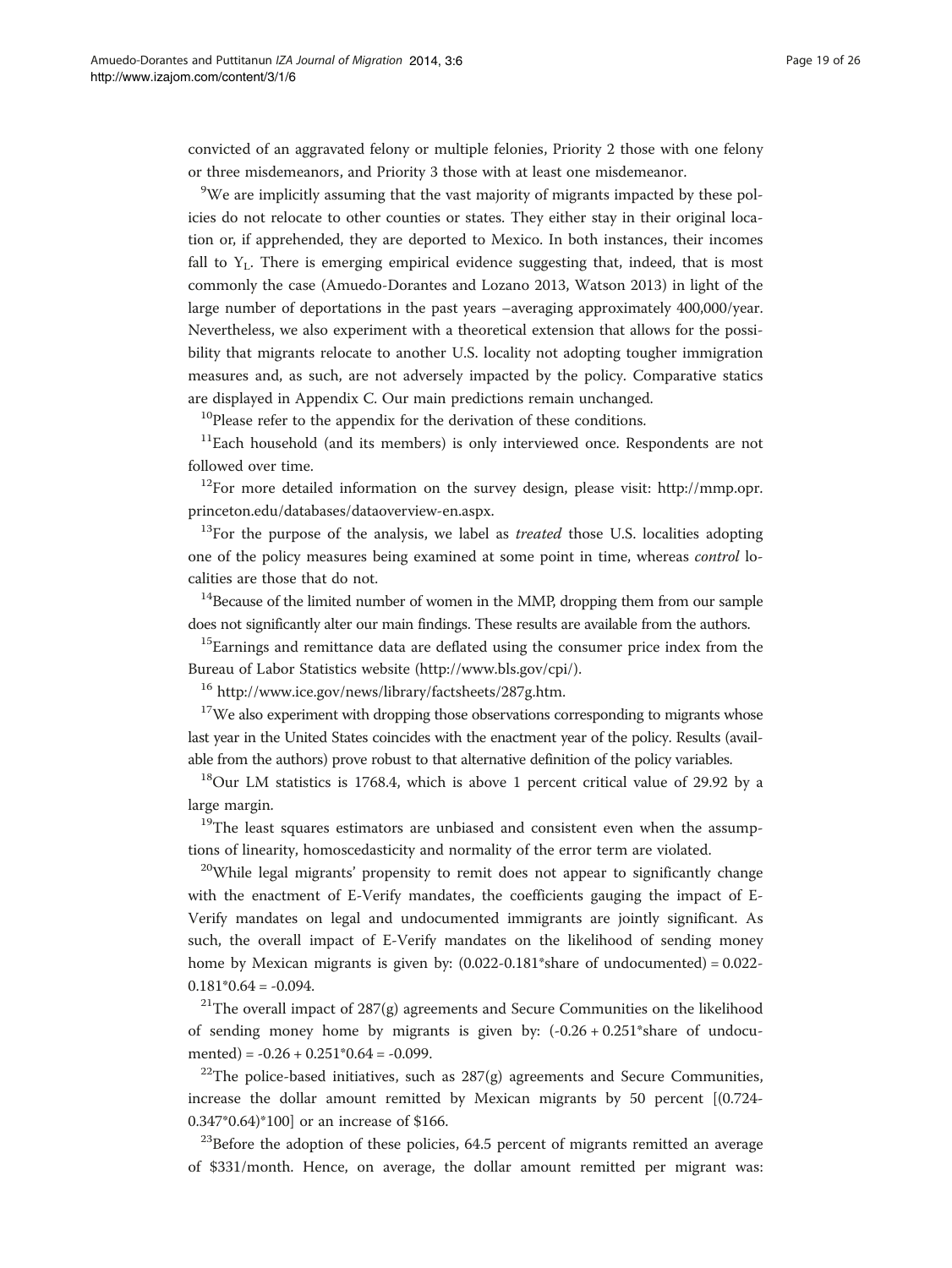convicted of an aggravated felony or multiple felonies, Priority 2 those with one felony or three misdemeanors, and Priority 3 those with at least one misdemeanor.

[9]We are implicitly assuming that the vast majority of migrants impacted by these policies do not relocate to other counties or states. They either stay in their original location or, if apprehended, they are deported to Mexico. In both instances, their incomes fall to $Y_L$. There is emerging empirical evidence suggesting that, indeed, that is most commonly the case (Amuedo-Dorantes and Lozano 2013, Watson 2013) in light of the large number of deportations in the past years –averaging approximately 400,000/year. Nevertheless, we also experiment with a theoretical extension that allows for the possibility that migrants relocate to another U.S. locality not adopting tougher immigration measures and, as such, are not adversely impacted by the policy. Comparative statics are displayed in Appendix C. Our main predictions remain unchanged.

[10]Please refer to the appendix for the derivation of these conditions.

[11]Each household (and its members) is only interviewed once. Respondents are not followed over time.

[12]For more detailed information on the survey design, please visit: http://mmp.opr.princeton.edu/databases/dataoverview-en.aspx.

[13]For the purpose of the analysis, we label as *treated* those U.S. localities adopting one of the policy measures being examined at some point in time, whereas *control* localities are those that do not.

[14]Because of the limited number of women in the MMP, dropping them from our sample does not significantly alter our main findings. These results are available from the authors.

[15]Earnings and remittance data are deflated using the consumer price index from the Bureau of Labor Statistics website (http://www.bls.gov/cpi/).

[16] http://www.ice.gov/news/library/factsheets/287g.htm.

[17]We also experiment with dropping those observations corresponding to migrants whose last year in the United States coincides with the enactment year of the policy. Results (available from the authors) prove robust to that alternative definition of the policy variables.

[18]Our LM statistics is 1768.4, which is above 1 percent critical value of 29.92 by a large margin.

[19]The least squares estimators are unbiased and consistent even when the assumptions of linearity, homoscedasticity and normality of the error term are violated.

[20]While legal migrants' propensity to remit does not appear to significantly change with the enactment of E-Verify mandates, the coefficients gauging the impact of E-Verify mandates on legal and undocumented immigrants are jointly significant. As such, the overall impact of E-Verify mandates on the likelihood of sending money home by Mexican migrants is given by: (0.022-0.181*share of undocumented) = 0.022-0.181*0.64 = -0.094.

[21]The overall impact of 287(g) agreements and Secure Communities on the likelihood of sending money home by migrants is given by: (-0.26 + 0.251*share of undocumented) = -0.26 + 0.251*0.64 = -0.099.

[22]The police-based initiatives, such as 287(g) agreements and Secure Communities, increase the dollar amount remitted by Mexican migrants by 50 percent [(0.724-0.347*0.64)*100] or an increase of $166.

[23]Before the adoption of these policies, 64.5 percent of migrants remitted an average of $331/month. Hence, on average, the dollar amount remitted per migrant was: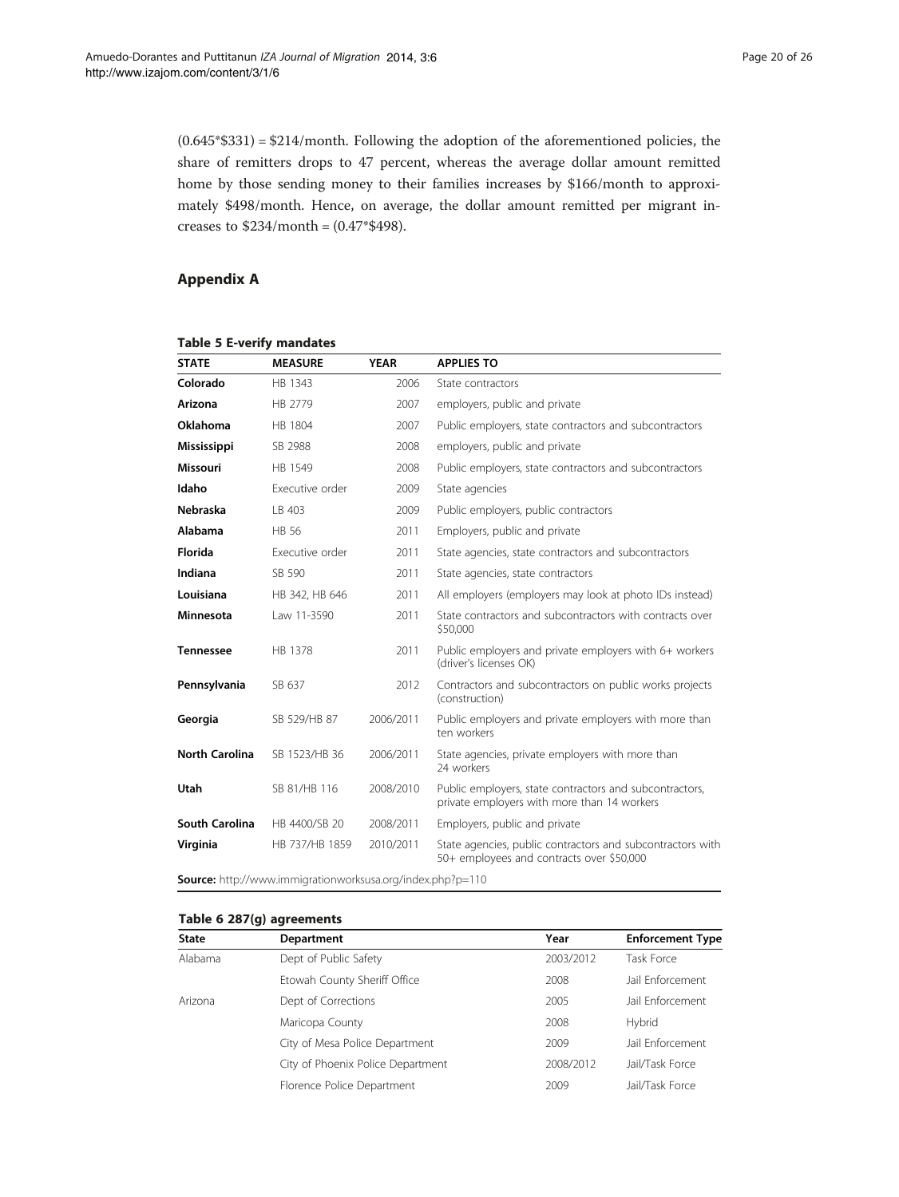(0.645*$331) = $214/month. Following the adoption of the aforementioned policies, the share of remitters drops to 47 percent, whereas the average dollar amount remitted home by those sending money to their families increases by $166/month to approximately $498/month. Hence, on average, the dollar amount remitted per migrant increases to $234/month = (0.47*$498).

## Appendix A

**Table 5 E-verify mandates**

| STATE | MEASURE | YEAR | APPLIES TO |
|---|---|---|---|
| **Colorado** | HB 1343 | 2006 | State contractors |
| **Arizona** | HB 2779 | 2007 | employers, public and private |
| **Oklahoma** | HB 1804 | 2007 | Public employers, state contractors and subcontractors |
| **Mississippi** | SB 2988 | 2008 | employers, public and private |
| **Missouri** | HB 1549 | 2008 | Public employers, state contractors and subcontractors |
| **Idaho** | Executive order | 2009 | State agencies |
| **Nebraska** | LB 403 | 2009 | Public employers, public contractors |
| **Alabama** | HB 56 | 2011 | Employers, public and private |
| **Florida** | Executive order | 2011 | State agencies, state contractors and subcontractors |
| **Indiana** | SB 590 | 2011 | State agencies, state contractors |
| **Louisiana** | HB 342, HB 646 | 2011 | All employers (employers may look at photo IDs instead) |
| **Minnesota** | Law 11-3590 | 2011 | State contractors and subcontractors with contracts over $50,000 |
| **Tennessee** | HB 1378 | 2011 | Public employers and private employers with 6+ workers (driver's licenses OK) |
| **Pennsylvania** | SB 637 | 2012 | Contractors and subcontractors on public works projects (construction) |
| **Georgia** | SB 529/HB 87 | 2006/2011 | Public employers and private employers with more than ten workers |
| **North Carolina** | SB 1523/HB 36 | 2006/2011 | State agencies, private employers with more than 24 workers |
| **Utah** | SB 81/HB 116 | 2008/2010 | Public employers, state contractors and subcontractors, private employers with more than 14 workers |
| **South Carolina** | HB 4400/SB 20 | 2008/2011 | Employers, public and private |
| **Virginia** | HB 737/HB 1859 | 2010/2011 | State agencies, public contractors and subcontractors with 50+ employees and contracts over $50,000 |

**Source:** http://www.immigrationworksusa.org/index.php?p=110

**Table 6 287(g) agreements**

| State | Department | Year | Enforcement Type |
|---|---|---|---|
| Alabama | Dept of Public Safety | 2003/2012 | Task Force |
| | Etowah County Sheriff Office | 2008 | Jail Enforcement |
| Arizona | Dept of Corrections | 2005 | Jail Enforcement |
| | Maricopa County | 2008 | Hybrid |
| | City of Mesa Police Department | 2009 | Jail Enforcement |
| | City of Phoenix Police Department | 2008/2012 | Jail/Task Force |
| | Florence Police Department | 2009 | Jail/Task Force |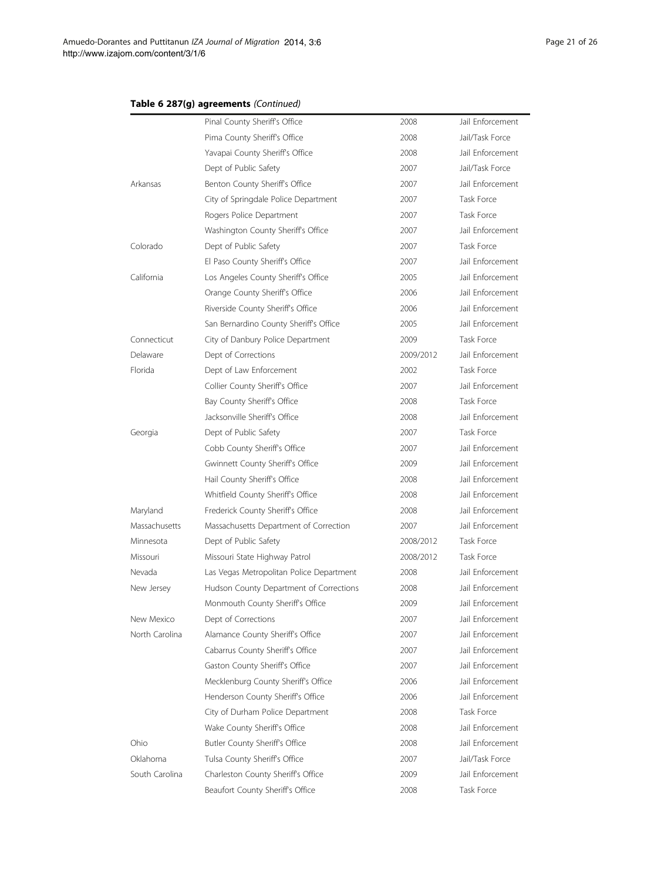**Table 6 287(g) agreements** *(Continued)*

| | | | |
|---|---|---|---|
| | Pinal County Sheriff's Office | 2008 | Jail Enforcement |
| | Pima County Sheriff's Office | 2008 | Jail/Task Force |
| | Yavapai County Sheriff's Office | 2008 | Jail Enforcement |
| | Dept of Public Safety | 2007 | Jail/Task Force |
| Arkansas | Benton County Sheriff's Office | 2007 | Jail Enforcement |
| | City of Springdale Police Department | 2007 | Task Force |
| | Rogers Police Department | 2007 | Task Force |
| | Washington County Sheriff's Office | 2007 | Jail Enforcement |
| Colorado | Dept of Public Safety | 2007 | Task Force |
| | El Paso County Sheriff's Office | 2007 | Jail Enforcement |
| California | Los Angeles County Sheriff's Office | 2005 | Jail Enforcement |
| | Orange County Sheriff's Office | 2006 | Jail Enforcement |
| | Riverside County Sheriff's Office | 2006 | Jail Enforcement |
| | San Bernardino County Sheriff's Office | 2005 | Jail Enforcement |
| Connecticut | City of Danbury Police Department | 2009 | Task Force |
| Delaware | Dept of Corrections | 2009/2012 | Jail Enforcement |
| Florida | Dept of Law Enforcement | 2002 | Task Force |
| | Collier County Sheriff's Office | 2007 | Jail Enforcement |
| | Bay County Sheriff's Office | 2008 | Task Force |
| | Jacksonville Sheriff's Office | 2008 | Jail Enforcement |
| Georgia | Dept of Public Safety | 2007 | Task Force |
| | Cobb County Sheriff's Office | 2007 | Jail Enforcement |
| | Gwinnett County Sheriff's Office | 2009 | Jail Enforcement |
| | Hail County Sheriff's Office | 2008 | Jail Enforcement |
| | Whitfield County Sheriff's Office | 2008 | Jail Enforcement |
| Maryland | Frederick County Sheriff's Office | 2008 | Jail Enforcement |
| Massachusetts | Massachusetts Department of Correction | 2007 | Jail Enforcement |
| Minnesota | Dept of Public Safety | 2008/2012 | Task Force |
| Missouri | Missouri State Highway Patrol | 2008/2012 | Task Force |
| Nevada | Las Vegas Metropolitan Police Department | 2008 | Jail Enforcement |
| New Jersey | Hudson County Department of Corrections | 2008 | Jail Enforcement |
| | Monmouth County Sheriff's Office | 2009 | Jail Enforcement |
| New Mexico | Dept of Corrections | 2007 | Jail Enforcement |
| North Carolina | Alamance County Sheriff's Office | 2007 | Jail Enforcement |
| | Cabarrus County Sheriff's Office | 2007 | Jail Enforcement |
| | Gaston County Sheriff's Office | 2007 | Jail Enforcement |
| | Mecklenburg County Sheriff's Office | 2006 | Jail Enforcement |
| | Henderson County Sheriff's Office | 2006 | Jail Enforcement |
| | City of Durham Police Department | 2008 | Task Force |
| | Wake County Sheriff's Office | 2008 | Jail Enforcement |
| Ohio | Butler County Sheriff's Office | 2008 | Jail Enforcement |
| Oklahoma | Tulsa County Sheriff's Office | 2007 | Jail/Task Force |
| South Carolina | Charleston County Sheriff's Office | 2009 | Jail Enforcement |
| | Beaufort County Sheriff's Office | 2008 | Task Force |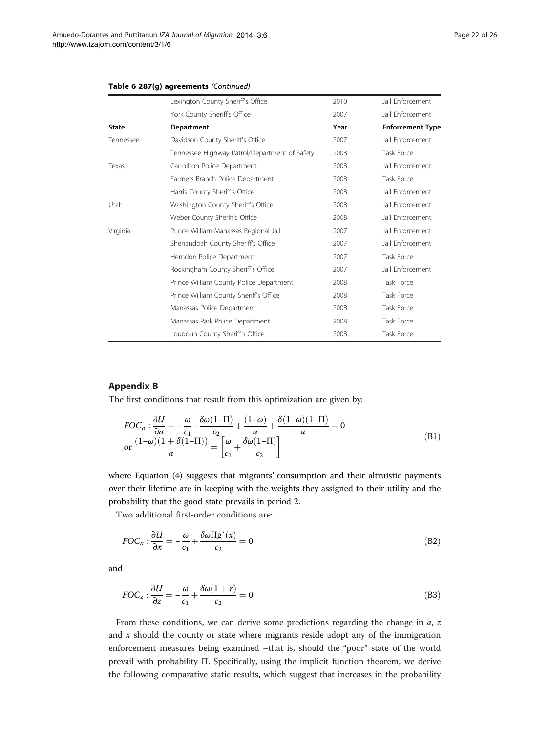**Table 6 287(g) agreements** *(Continued)*

| | Lexington County Sheriff's Office | 2010 | Jail Enforcement |
|---|---|---|---|
| | York County Sheriff's Office | 2007 | Jail Enforcement |
| **State** | **Department** | **Year** | **Enforcement Type** |
| Tennessee | Davidson County Sheriff's Office | 2007 | Jail Enforcement |
| | Tennessee Highway Patrol/Department of Safety | 2008 | Task Force |
| Texas | Carrollton Police Department | 2008 | Jail Enforcement |
| | Farmers Branch Police Department | 2008 | Task Force |
| | Harris County Sheriff's Office | 2008 | Jail Enforcement |
| Utah | Washington County Sheriff's Office | 2008 | Jail Enforcement |
| | Weber County Sheriff's Office | 2008 | Jail Enforcement |
| Virginia | Prince William-Manassas Regional Jail | 2007 | Jail Enforcement |
| | Shenandoah County Sheriff's Office | 2007 | Jail Enforcement |
| | Herndon Police Department | 2007 | Task Force |
| | Rockingham County Sheriff's Office | 2007 | Jail Enforcement |
| | Prince William County Police Department | 2008 | Task Force |
| | Prince William County Sheriff's Office | 2008 | Task Force |
| | Manassas Police Department | 2008 | Task Force |
| | Manassas Park Police Department | 2008 | Task Force |
| | Loudoun County Sheriff's Office | 2008 | Task Force |

## Appendix B

The first conditions that result from this optimization are given by:

$$FOC_a : \frac{\partial U}{\partial a} = -\frac{\omega}{c_1} - \frac{\delta\omega(1-\Pi)}{c_2} + \frac{(1-\omega)}{a} + \frac{\delta(1-\omega)(1-\Pi)}{a} = 0$$
$$\text{or } \frac{(1-\omega)(1+\delta(1-\Pi))}{a} = \left[\frac{\omega}{c_1} + \frac{\delta\omega(1-\Pi)}{c_2}\right] \tag{B1}$$

where Equation (4) suggests that migrants' consumption and their altruistic payments over their lifetime are in keeping with the weights they assigned to their utility and the probability that the good state prevails in period 2.

Two additional first-order conditions are:

$$FOC_x : \frac{\partial U}{\partial x} = -\frac{\omega}{c_1} + \frac{\delta\omega\Pi g'(x)}{c_2} = 0 \tag{B2}$$

and

$$FOC_z : \frac{\partial U}{\partial z} = -\frac{\omega}{c_1} + \frac{\delta\omega(1+r)}{c_2} = 0 \tag{B3}$$

From these conditions, we can derive some predictions regarding the change in $a$, $z$ and $x$ should the county or state where migrants reside adopt any of the immigration enforcement measures being examined –that is, should the "poor" state of the world prevail with probability $\Pi$. Specifically, using the implicit function theorem, we derive the following comparative static results, which suggest that increases in the probability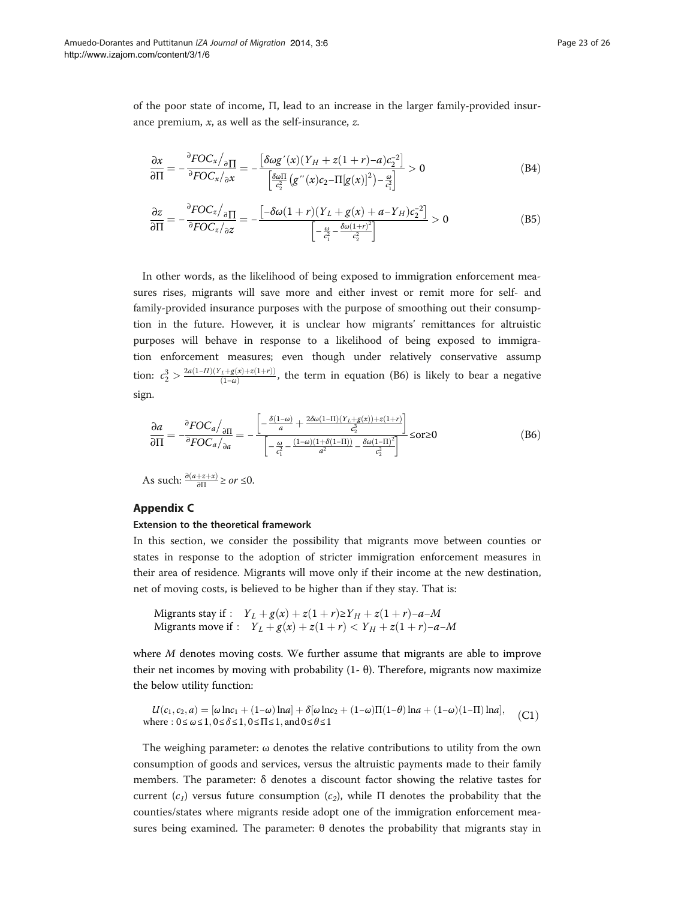of the poor state of income, Π, lead to an increase in the larger family-provided insurance premium, $x$, as well as the self-insurance, $z$.

$$\frac{\partial x}{\partial \Pi} = -\frac{{}^{\partial}FOC_x/_{\partial \Pi}}{{}^{\partial}FOC_x/_{\partial x}} = -\frac{\left[\delta \omega g'(x)(Y_H + z(1+r) - a)c_2^{-2}\right]}{\left[\frac{\delta \omega \Pi}{c_2^2}\left(g''(x)c_2 - \Pi[g(x)]^2\right) - \frac{\omega}{c_1^2}\right]} > 0 \tag{B4}$$

$$\frac{\partial z}{\partial \Pi} = -\frac{{}^{\partial}FOC_z/_{\partial \Pi}}{{}^{\partial}FOC_z/_{\partial z}} = -\frac{\left[-\delta \omega (1+r)(Y_L + g(x) + a - Y_H)c_2^{-2}\right]}{\left[-\frac{\omega}{c_1^2} - \frac{\delta \omega (1+r)^2}{c_2^2}\right]} > 0 \tag{B5}$$

In other words, as the likelihood of being exposed to immigration enforcement measures rises, migrants will save more and either invest or remit more for self- and family-provided insurance purposes with the purpose of smoothing out their consumption in the future. However, it is unclear how migrants' remittances for altruistic purposes will behave in response to a likelihood of being exposed to immigration enforcement measures; even though under relatively conservative assumption: $c_2^3 > \frac{2a(1-\Pi)(Y_L + g(x) + z(1+r))}{(1-\omega)}$, the term in equation (B6) is likely to bear a negative sign.

$$\frac{\partial a}{\partial \Pi} = -\frac{{}^{\partial}FOC_a/_{\partial \Pi}}{{}^{\partial}FOC_a/_{\partial a}} = -\frac{\left[-\frac{\delta(1-\omega)}{a} + \frac{2\delta\omega(1-\Pi)(Y_L + g(x)) + z(1+r)}{c_2^3}\right]}{\left[-\frac{\omega}{c_1^2} - \frac{(1-\omega)(1+\delta(1-\Pi))}{a^2} - \frac{\delta\omega(1-\Pi)^2}{c_2^2}\right]} \leq \text{or} \geq 0 \tag{B6}$$

As such: $\frac{\partial(a+z+x)}{\partial \Pi} \geq or \leq 0$.

## Appendix C

### Extension to the theoretical framework

In this section, we consider the possibility that migrants move between counties or states in response to the adoption of stricter immigration enforcement measures in their area of residence. Migrants will move only if their income at the new destination, net of moving costs, is believed to be higher than if they stay. That is:

$$\begin{aligned}
&\text{Migrants stay if}: \quad Y_L + g(x) + z(1+r) \geq Y_H + z(1+r) - a - M \\
&\text{Migrants move if}: \quad Y_L + g(x) + z(1+r) < Y_H + z(1+r) - a - M
\end{aligned}$$

where $M$ denotes moving costs. We further assume that migrants are able to improve their net incomes by moving with probability (1- θ). Therefore, migrants now maximize the below utility function:

$$\begin{aligned}
&U(c_1, c_2, a) = [\omega \ln c_1 + (1-\omega)\ln a] + \delta[\omega \ln c_2 + (1-\omega)\Pi(1-\theta)\ln a + (1-\omega)(1-\Pi)\ln a], \\
&\text{where}: 0 \leq \omega \leq 1, 0 \leq \delta \leq 1, 0 \leq \Pi \leq 1, \text{and } 0 \leq \theta \leq 1
\end{aligned} \tag{C1}$$

The weighing parameter: ω denotes the relative contributions to utility from the own consumption of goods and services, versus the altruistic payments made to their family members. The parameter: δ denotes a discount factor showing the relative tastes for current ($c_1$) versus future consumption ($c_2$), while Π denotes the probability that the counties/states where migrants reside adopt one of the immigration enforcement measures being examined. The parameter: θ denotes the probability that migrants stay in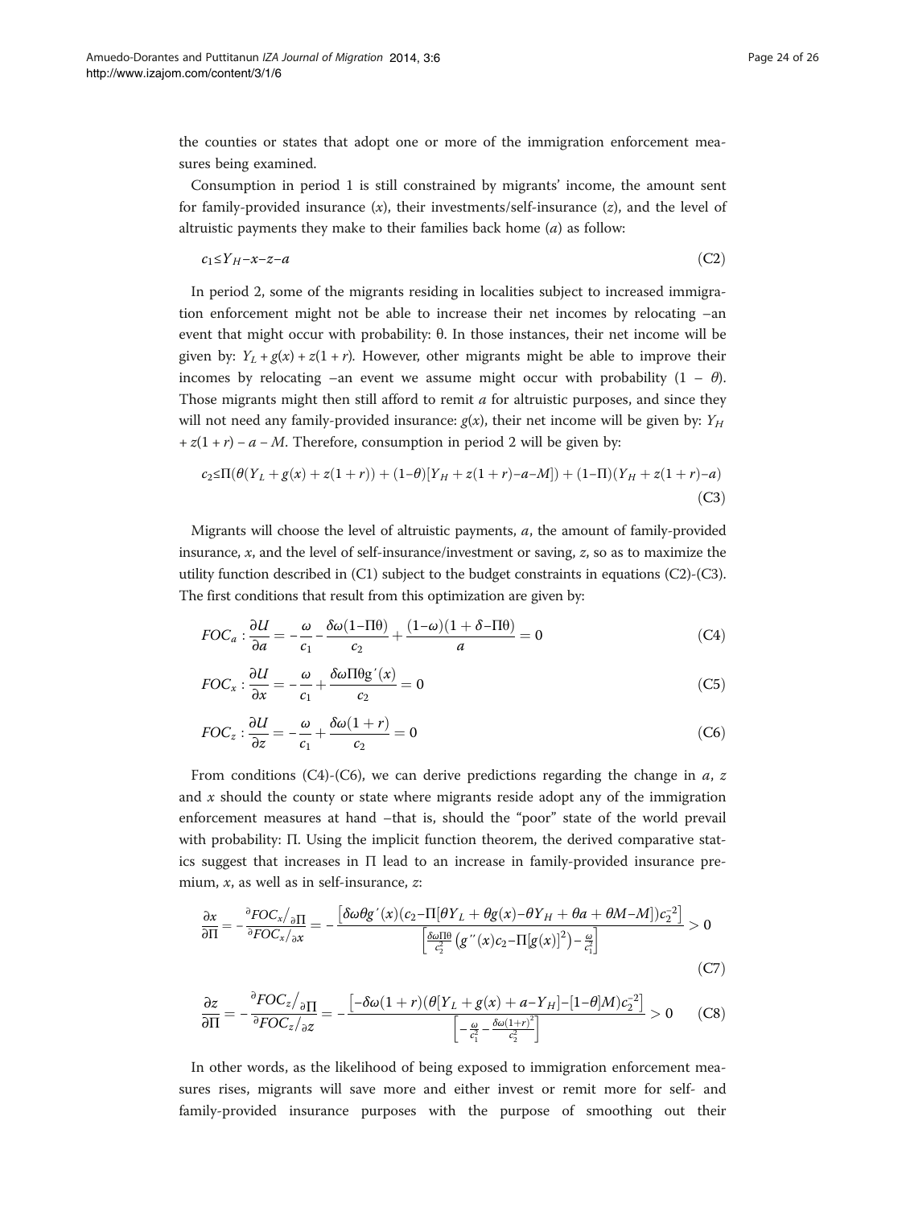the counties or states that adopt one or more of the immigration enforcement measures being examined.

Consumption in period 1 is still constrained by migrants' income, the amount sent for family-provided insurance ($x$), their investments/self-insurance ($z$), and the level of altruistic payments they make to their families back home ($a$) as follow:

$$c_1 \leq Y_H - x - z - a \tag{C2}$$

In period 2, some of the migrants residing in localities subject to increased immigration enforcement might not be able to increase their net incomes by relocating –an event that might occur with probability: θ. In those instances, their net income will be given by: $Y_L + g(x) + z(1 + r)$. However, other migrants might be able to improve their incomes by relocating –an event we assume might occur with probability $(1 - \theta)$. Those migrants might then still afford to remit $a$ for altruistic purposes, and since they will not need any family-provided insurance: $g(x)$, their net income will be given by: $Y_H + z(1 + r) - a - M$. Therefore, consumption in period 2 will be given by:

$$c_2 \leq \Pi(\theta(Y_L + g(x) + z(1+r)) + (1-\theta)[Y_H + z(1+r) - a - M]) + (1-\Pi)(Y_H + z(1+r) - a) \tag{C3}$$

Migrants will choose the level of altruistic payments, $a$, the amount of family-provided insurance, $x$, and the level of self-insurance/investment or saving, $z$, so as to maximize the utility function described in (C1) subject to the budget constraints in equations (C2)-(C3). The first conditions that result from this optimization are given by:

$$FOC_a : \frac{\partial U}{\partial a} = -\frac{\omega}{c_1} - \frac{\delta\omega(1-\Pi\theta)}{c_2} + \frac{(1-\omega)(1+\delta-\Pi\theta)}{a} = 0 \tag{C4}$$

$$FOC_x : \frac{\partial U}{\partial x} = -\frac{\omega}{c_1} + \frac{\delta\omega\Pi\theta g'(x)}{c_2} = 0 \tag{C5}$$

$$FOC_z : \frac{\partial U}{\partial z} = -\frac{\omega}{c_1} + \frac{\delta\omega(1+r)}{c_2} = 0 \tag{C6}$$

From conditions (C4)-(C6), we can derive predictions regarding the change in $a$, $z$ and $x$ should the county or state where migrants reside adopt any of the immigration enforcement measures at hand –that is, should the "poor" state of the world prevail with probability: Π. Using the implicit function theorem, the derived comparative statics suggest that increases in Π lead to an increase in family-provided insurance premium, $x$, as well as in self-insurance, $z$:

$$\frac{\partial x}{\partial \Pi} = -\frac{\partial FOC_x / \partial \Pi}{\partial FOC_x / \partial x} = -\frac{\left[\delta\omega\theta g'(x)(c_2 - \Pi[\theta Y_L + \theta g(x) - \theta Y_H + \theta a + \theta M - M])c_2^{-2}\right]}{\left[\frac{\delta\omega\Pi\theta}{c_2^2}\left(g''(x)c_2 - \Pi[g(x)]^2\right) - \frac{\omega}{c_1^2}\right]} > 0 \tag{C7}$$

$$\frac{\partial z}{\partial \Pi} = -\frac{\partial FOC_z / \partial \Pi}{\partial FOC_z / \partial z} = -\frac{\left[-\delta\omega(1+r)(\theta[Y_L + g(x) + a - Y_H] - [1-\theta]M)c_2^{-2}\right]}{\left[-\frac{\omega}{c_1^2} - \frac{\delta\omega(1+r)^2}{c_2^2}\right]} > 0 \tag{C8}$$

In other words, as the likelihood of being exposed to immigration enforcement measures rises, migrants will save more and either invest or remit more for self- and family-provided insurance purposes with the purpose of smoothing out their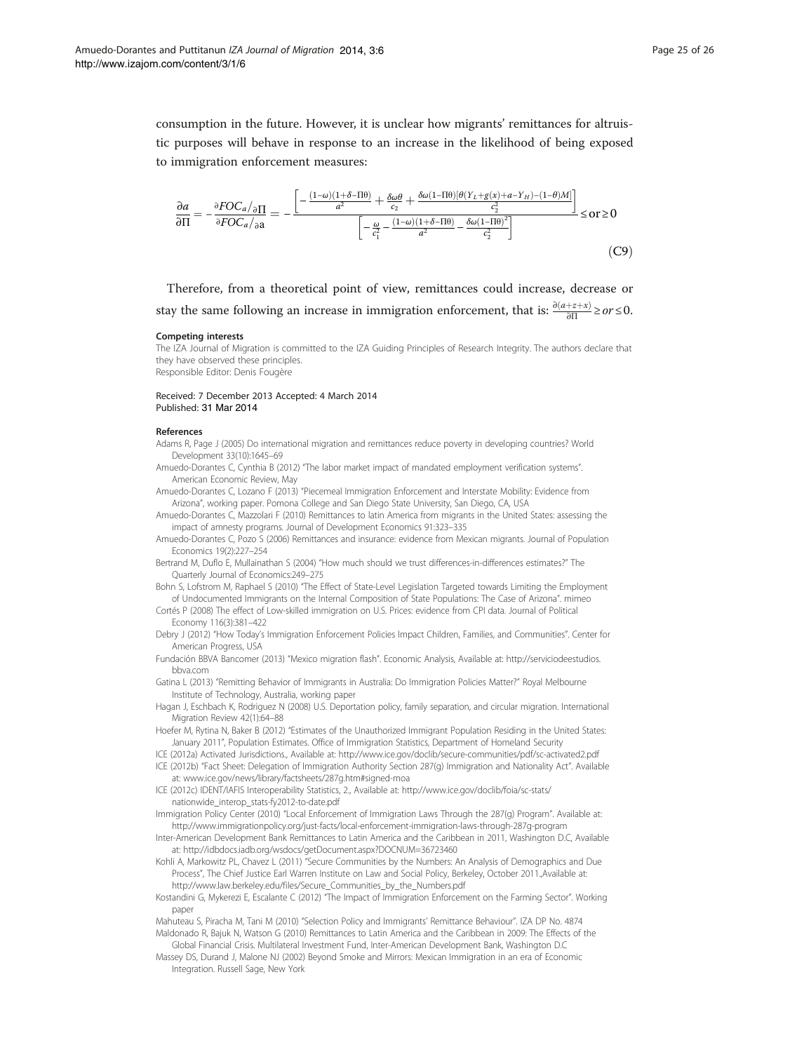consumption in the future. However, it is unclear how migrants' remittances for altruistic purposes will behave in response to an increase in the likelihood of being exposed to immigration enforcement measures:

$$\frac{\partial a}{\partial \Pi} = -\frac{\partial FOC_a / \partial \Pi}{\partial FOC_a / \partial \mathrm{a}} = -\frac{\left[-\frac{(1-\omega)(1+\delta-\Pi\theta)}{a^2} + \frac{\delta\omega\theta}{c_2} + \frac{\delta\omega(1-\Pi\theta)[\theta(Y_L+g(x)+a-Y_H)-(1-\theta)M]}{c_2^2}\right]}{\left[-\frac{\omega}{c_1^2} - \frac{(1-\omega)(1+\delta-\Pi\theta)}{a^2} - \frac{\delta\omega(1-\Pi\theta)^2}{c_2^2}\right]} \leq \text{or} \geq 0 \tag{C9}$$

Therefore, from a theoretical point of view, remittances could increase, decrease or stay the same following an increase in immigration enforcement, that is: $\frac{\partial(a+z+x)}{\partial \Pi} \geq or \leq 0$.

#### Competing interests

The IZA Journal of Migration is committed to the IZA Guiding Principles of Research Integrity. The authors declare that they have observed these principles.
Responsible Editor: Denis Fougère

Received: 7 December 2013 Accepted: 4 March 2014
Published: 31 Mar 2014

#### References

Adams R, Page J (2005) Do international migration and remittances reduce poverty in developing countries? World Development 33(10):1645–69

Amuedo-Dorantes C, Cynthia B (2012) "The labor market impact of mandated employment verification systems". American Economic Review, May

Amuedo-Dorantes C, Lozano F (2013) "Piecemeal Immigration Enforcement and Interstate Mobility: Evidence from Arizona", working paper. Pomona College and San Diego State University, San Diego, CA, USA

Amuedo-Dorantes C, Mazzolari F (2010) Remittances to latin America from migrants in the United States: assessing the impact of amnesty programs. Journal of Development Economics 91:323–335

Amuedo-Dorantes C, Pozo S (2006) Remittances and insurance: evidence from Mexican migrants. Journal of Population Economics 19(2):227–254

Bertrand M, Duflo E, Mullainathan S (2004) "How much should we trust differences-in-differences estimates?" The Quarterly Journal of Economics:249–275

Bohn S, Lofstrom M, Raphael S (2010) "The Effect of State-Level Legislation Targeted towards Limiting the Employment of Undocumented Immigrants on the Internal Composition of State Populations: The Case of Arizona". mimeo

Cortés P (2008) The effect of Low-skilled immigration on U.S. Prices: evidence from CPI data. Journal of Political Economy 116(3):381–422

Debry J (2012) "How Today's Immigration Enforcement Policies Impact Children, Families, and Communities". Center for American Progress, USA

Fundación BBVA Bancomer (2013) "Mexico migration flash". Economic Analysis, Available at: http://serviciodeestudios.bbva.com

Gatina L (2013) "Remitting Behavior of Immigrants in Australia: Do Immigration Policies Matter?" Royal Melbourne Institute of Technology, Australia, working paper

Hagan J, Eschbach K, Rodriguez N (2008) U.S. Deportation policy, family separation, and circular migration. International Migration Review 42(1):64–88

Hoefer M, Rytina N, Baker B (2012) "Estimates of the Unauthorized Immigrant Population Residing in the United States: January 2011", Population Estimates. Office of Immigration Statistics, Department of Homeland Security

ICE (2012a) Activated Jurisdictions., Available at: http://www.ice.gov/doclib/secure-communities/pdf/sc-activated2.pdf

ICE (2012b) "Fact Sheet: Delegation of Immigration Authority Section 287(g) Immigration and Nationality Act". Available at: www.ice.gov/news/library/factsheets/287g.htm#signed-moa

ICE (2012c) IDENT/IAFIS Interoperability Statistics, 2., Available at: http://www.ice.gov/doclib/foia/sc-stats/nationwide_interop_stats-fy2012-to-date.pdf

Immigration Policy Center (2010) "Local Enforcement of Immigration Laws Through the 287(g) Program". Available at: http://www.immigrationpolicy.org/just-facts/local-enforcement-immigration-laws-through-287g-program

Inter-American Development Bank Remittances to Latin America and the Caribbean in 2011, Washington D.C, Available at: http://idbdocs.iadb.org/wsdocs/getDocument.aspx?DOCNUM=36723460

Kohli A, Markowitz PL, Chavez L (2011) "Secure Communities by the Numbers: An Analysis of Demographics and Due Process", The Chief Justice Earl Warren Institute on Law and Social Policy, Berkeley, October 2011.,Available at: http://www.law.berkeley.edu/files/Secure_Communities_by_the_Numbers.pdf

Kostandini G, Mykerezi E, Escalante C (2012) "The Impact of Immigration Enforcement on the Farming Sector". Working paper

Mahuteau S, Piracha M, Tani M (2010) "Selection Policy and Immigrants' Remittance Behaviour". IZA DP No. 4874

Maldonado R, Bajuk N, Watson G (2010) Remittances to Latin America and the Caribbean in 2009: The Effects of the Global Financial Crisis. Multilateral Investment Fund, Inter-American Development Bank, Washington D.C

Massey DS, Durand J, Malone NJ (2002) Beyond Smoke and Mirrors: Mexican Immigration in an era of Economic Integration. Russell Sage, New York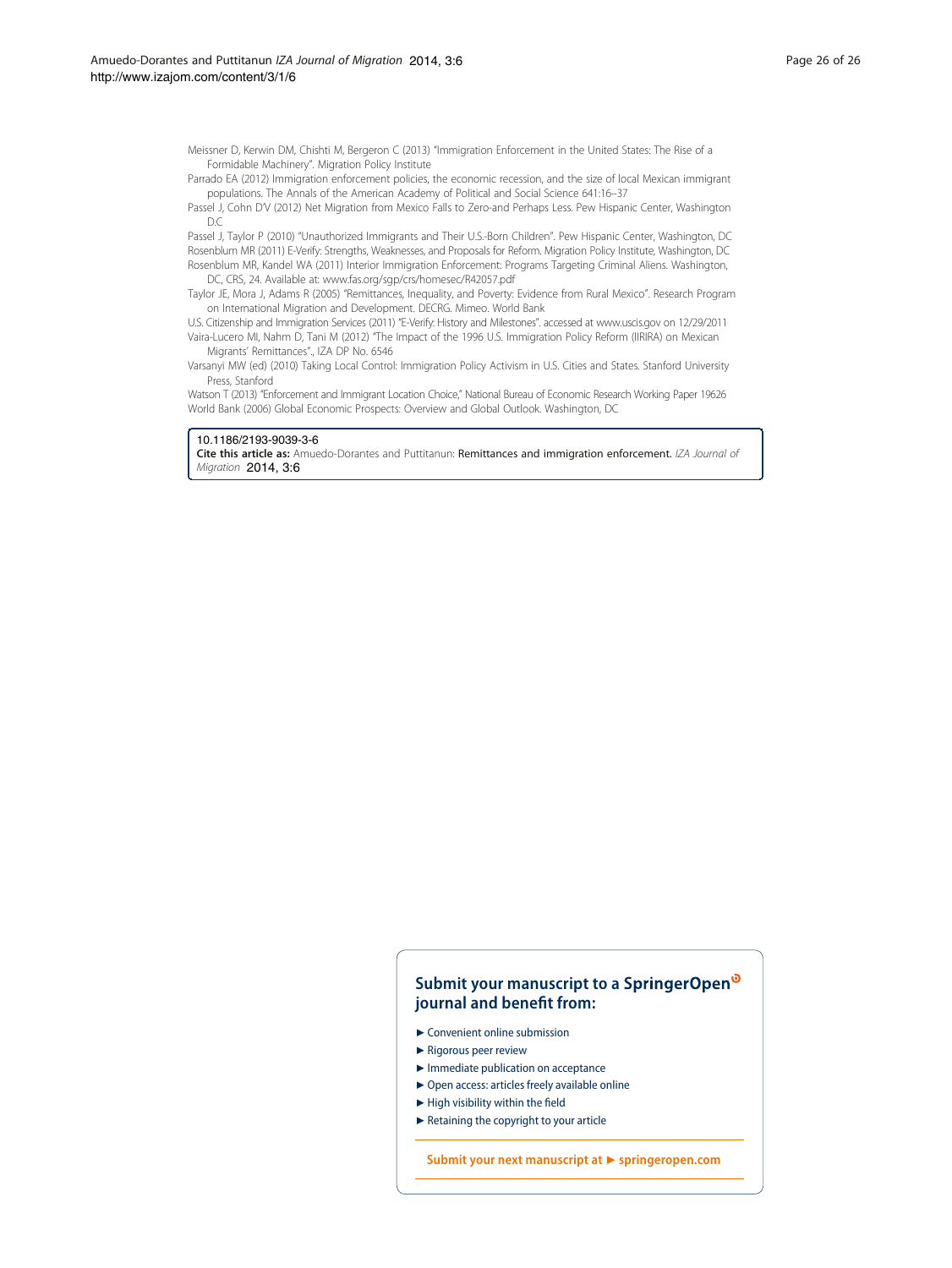Meissner D, Kerwin DM, Chishti M, Bergeron C (2013) "Immigration Enforcement in the United States: The Rise of a Formidable Machinery". Migration Policy Institute

Parrado EA (2012) Immigration enforcement policies, the economic recession, and the size of local Mexican immigrant populations. The Annals of the American Academy of Political and Social Science 641:16–37

Passel J, Cohn D'V (2012) Net Migration from Mexico Falls to Zero-and Perhaps Less. Pew Hispanic Center, Washington D.C

Passel J, Taylor P (2010) "Unauthorized Immigrants and Their U.S.-Born Children". Pew Hispanic Center, Washington, DC

Rosenblum MR (2011) E-Verify: Strengths, Weaknesses, and Proposals for Reform. Migration Policy Institute, Washington, DC

Rosenblum MR, Kandel WA (2011) Interior Immigration Enforcement: Programs Targeting Criminal Aliens. Washington, DC, CRS, 24. Available at: www.fas.org/sgp/crs/homesec/R42057.pdf

Taylor JE, Mora J, Adams R (2005) "Remittances, Inequality, and Poverty: Evidence from Rural Mexico". Research Program on International Migration and Development. DECRG. Mimeo. World Bank

U.S. Citizenship and Immigration Services (2011) "E-Verify: History and Milestones". accessed at www.uscis.gov on 12/29/2011

Vaira-Lucero MI, Nahm D, Tani M (2012) "The Impact of the 1996 U.S. Immigration Policy Reform (IIRIRA) on Mexican Migrants' Remittances"., IZA DP No. 6546

Varsanyi MW (ed) (2010) Taking Local Control: Immigration Policy Activism in U.S. Cities and States. Stanford University Press, Stanford

Watson T (2013) "Enforcement and Immigrant Location Choice," National Bureau of Economic Research Working Paper 19626

World Bank (2006) Global Economic Prospects: Overview and Global Outlook. Washington, DC

10.1186/2193-9039-3-6

**Cite this article as:** Amuedo-Dorantes and Puttitanun: Remittances and immigration enforcement. *IZA Journal of Migration* 2014, 3:6

**Submit your manuscript to a SpringerOpen journal and benefit from:**

- ► Convenient online submission
- ► Rigorous peer review
- ► Immediate publication on acceptance
- ► Open access: articles freely available online
- ► High visibility within the field
- ► Retaining the copyright to your article

**Submit your next manuscript at ► springeropen.com**